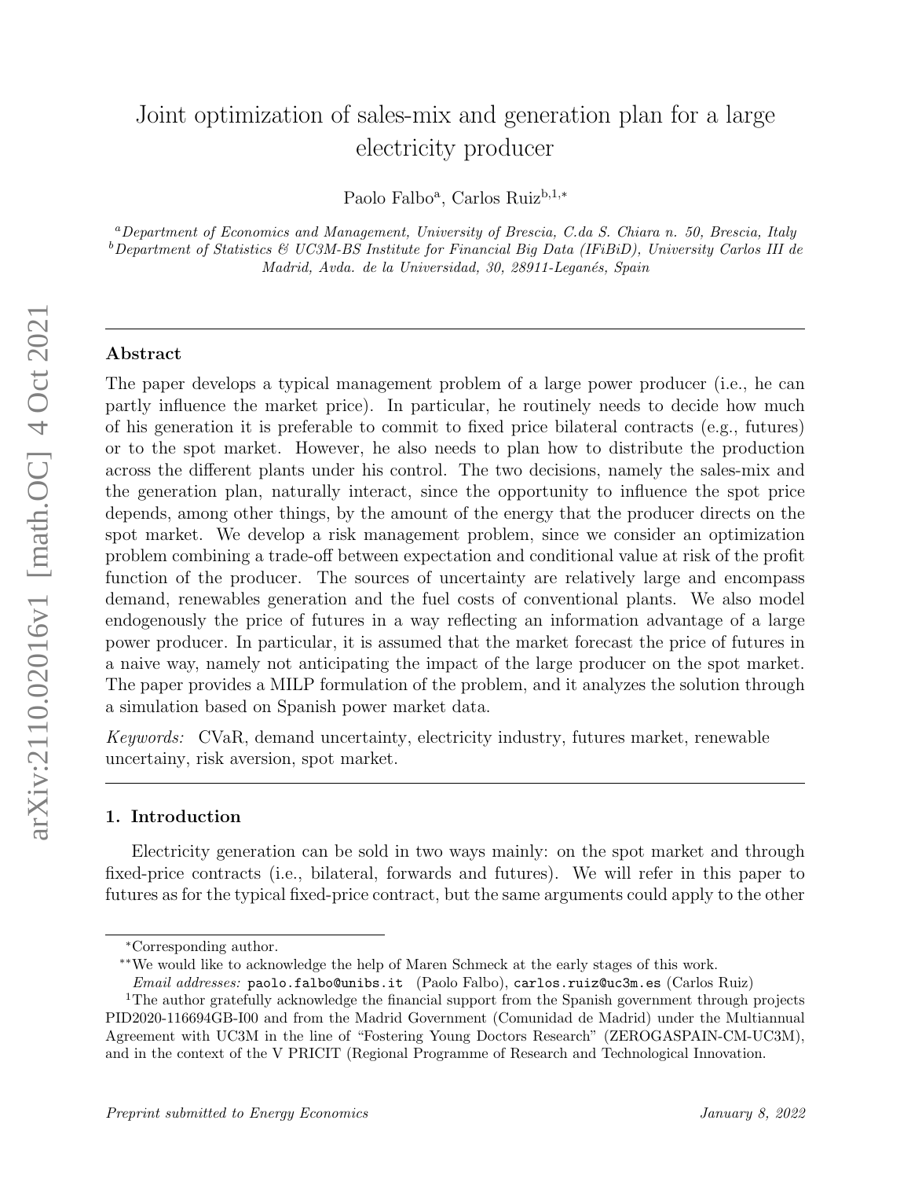# Joint optimization of sales-mix and generation plan for a large electricity producer

Paolo Falbo[a], Carlos Ruiz[b,1,*]

[a]*Department of Economics and Management, University of Brescia, C.da S. Chiara n. 50, Brescia, Italy*
[b]*Department of Statistics & UC3M-BS Institute for Financial Big Data (IFiBiD), University Carlos III de Madrid, Avda. de la Universidad, 30, 28911-Leganés, Spain*

---

## Abstract

The paper develops a typical management problem of a large power producer (i.e., he can partly influence the market price). In particular, he routinely needs to decide how much of his generation it is preferable to commit to fixed price bilateral contracts (e.g., futures) or to the spot market. However, he also needs to plan how to distribute the production across the different plants under his control. The two decisions, namely the sales-mix and the generation plan, naturally interact, since the opportunity to influence the spot price depends, among other things, by the amount of the energy that the producer directs on the spot market. We develop a risk management problem, since we consider an optimization problem combining a trade-off between expectation and conditional value at risk of the profit function of the producer. The sources of uncertainty are relatively large and encompass demand, renewables generation and the fuel costs of conventional plants. We also model endogenously the price of futures in a way reflecting an information advantage of a large power producer. In particular, it is assumed that the market forecast the price of futures in a naive way, namely not anticipating the impact of the large producer on the spot market. The paper provides a MILP formulation of the problem, and it analyzes the solution through a simulation based on Spanish power market data.

*Keywords:* CVaR, demand uncertainty, electricity industry, futures market, renewable uncertainy, risk aversion, spot market.

---

## 1. Introduction

Electricity generation can be sold in two ways mainly: on the spot market and through fixed-price contracts (i.e., bilateral, forwards and futures). We will refer in this paper to futures as for the typical fixed-price contract, but the same arguments could apply to the other

---

*Corresponding author.
**We would like to acknowledge the help of Maren Schmeck at the early stages of this work.
*Email addresses:* paolo.falbo@unibs.it (Paolo Falbo), carlos.ruiz@uc3m.es (Carlos Ruiz)
[1]The author gratefully acknowledge the financial support from the Spanish government through projects PID2020-116694GB-I00 and from the Madrid Government (Comunidad de Madrid) under the Multiannual Agreement with UC3M in the line of "Fostering Young Doctors Research" (ZEROGASPAIN-CM-UC3M), and in the context of the V PRICIT (Regional Programme of Research and Technological Innovation.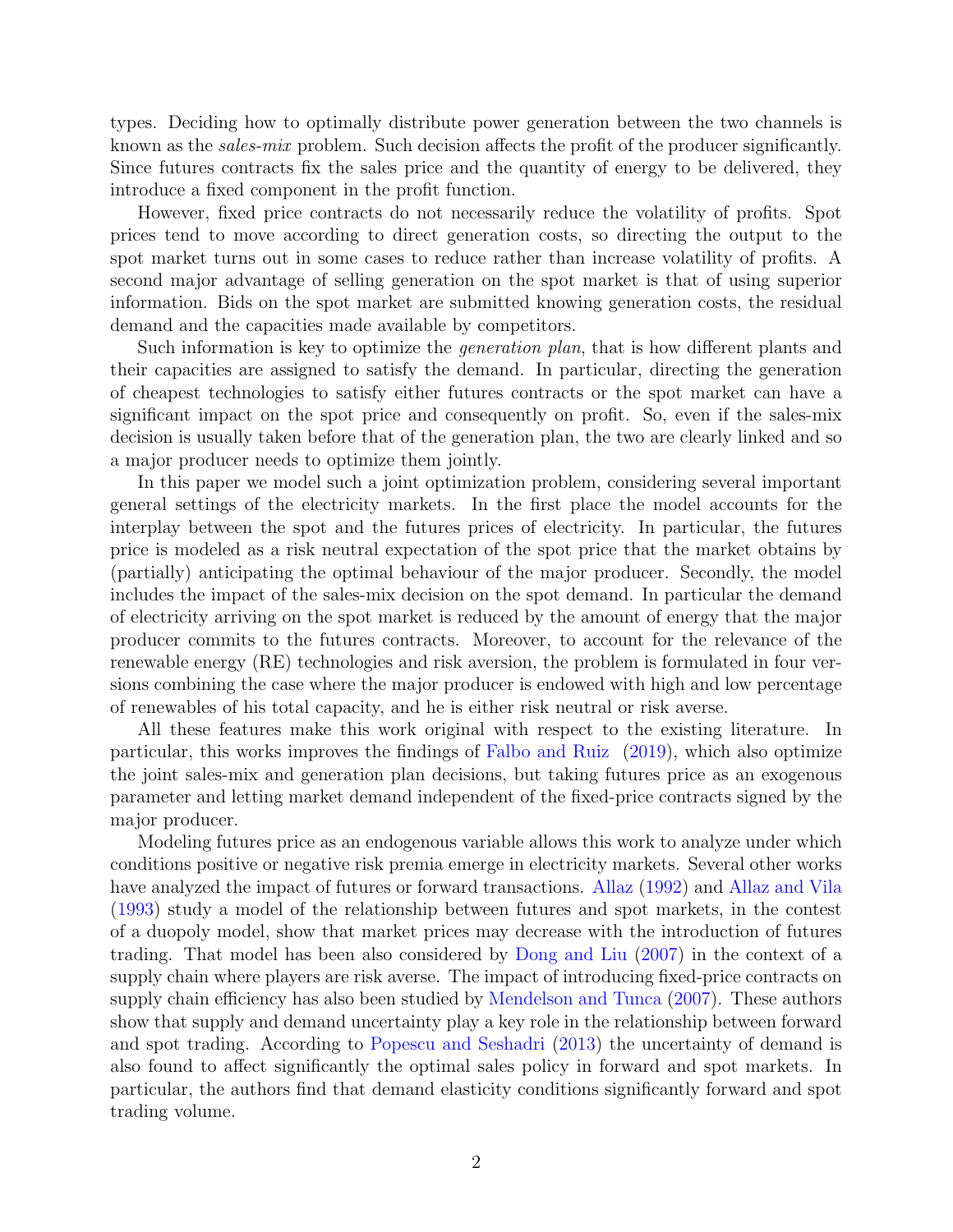types. Deciding how to optimally distribute power generation between the two channels is known as the *sales-mix* problem. Such decision affects the profit of the producer significantly. Since futures contracts fix the sales price and the quantity of energy to be delivered, they introduce a fixed component in the profit function.

However, fixed price contracts do not necessarily reduce the volatility of profits. Spot prices tend to move according to direct generation costs, so directing the output to the spot market turns out in some cases to reduce rather than increase volatility of profits. A second major advantage of selling generation on the spot market is that of using superior information. Bids on the spot market are submitted knowing generation costs, the residual demand and the capacities made available by competitors.

Such information is key to optimize the *generation plan*, that is how different plants and their capacities are assigned to satisfy the demand. In particular, directing the generation of cheapest technologies to satisfy either futures contracts or the spot market can have a significant impact on the spot price and consequently on profit. So, even if the sales-mix decision is usually taken before that of the generation plan, the two are clearly linked and so a major producer needs to optimize them jointly.

In this paper we model such a joint optimization problem, considering several important general settings of the electricity markets. In the first place the model accounts for the interplay between the spot and the futures prices of electricity. In particular, the futures price is modeled as a risk neutral expectation of the spot price that the market obtains by (partially) anticipating the optimal behaviour of the major producer. Secondly, the model includes the impact of the sales-mix decision on the spot demand. In particular the demand of electricity arriving on the spot market is reduced by the amount of energy that the major producer commits to the futures contracts. Moreover, to account for the relevance of the renewable energy (RE) technologies and risk aversion, the problem is formulated in four versions combining the case where the major producer is endowed with high and low percentage of renewables of his total capacity, and he is either risk neutral or risk averse.

All these features make this work original with respect to the existing literature. In particular, this works improves the findings of Falbo and Ruiz (2019), which also optimize the joint sales-mix and generation plan decisions, but taking futures price as an exogenous parameter and letting market demand independent of the fixed-price contracts signed by the major producer.

Modeling futures price as an endogenous variable allows this work to analyze under which conditions positive or negative risk premia emerge in electricity markets. Several other works have analyzed the impact of futures or forward transactions. Allaz (1992) and Allaz and Vila (1993) study a model of the relationship between futures and spot markets, in the contest of a duopoly model, show that market prices may decrease with the introduction of futures trading. That model has been also considered by Dong and Liu (2007) in the context of a supply chain where players are risk averse. The impact of introducing fixed-price contracts on supply chain efficiency has also been studied by Mendelson and Tunca (2007). These authors show that supply and demand uncertainty play a key role in the relationship between forward and spot trading. According to Popescu and Seshadri (2013) the uncertainty of demand is also found to affect significantly the optimal sales policy in forward and spot markets. In particular, the authors find that demand elasticity conditions significantly forward and spot trading volume.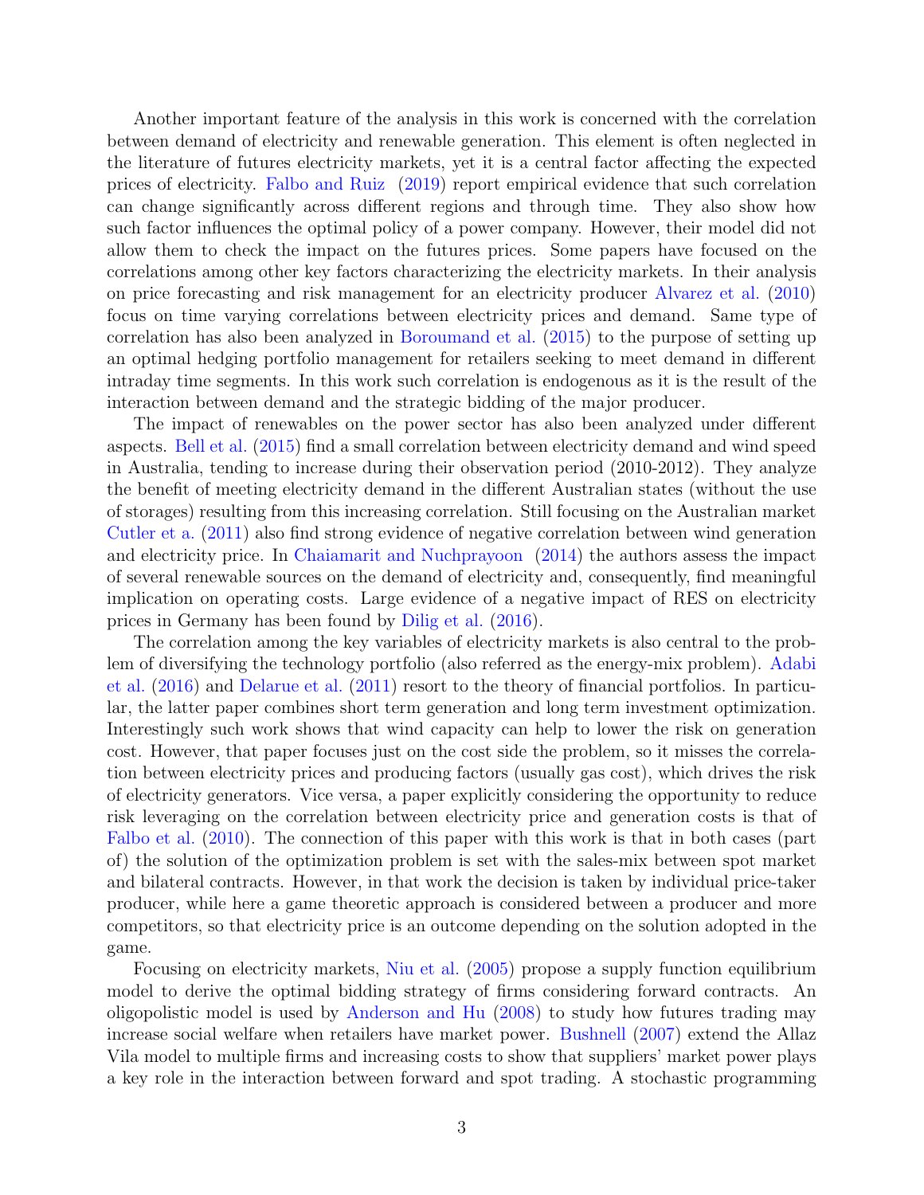Another important feature of the analysis in this work is concerned with the correlation between demand of electricity and renewable generation. This element is often neglected in the literature of futures electricity markets, yet it is a central factor affecting the expected prices of electricity. Falbo and Ruiz (2019) report empirical evidence that such correlation can change significantly across different regions and through time. They also show how such factor influences the optimal policy of a power company. However, their model did not allow them to check the impact on the futures prices. Some papers have focused on the correlations among other key factors characterizing the electricity markets. In their analysis on price forecasting and risk management for an electricity producer Alvarez et al. (2010) focus on time varying correlations between electricity prices and demand. Same type of correlation has also been analyzed in Boroumand et al. (2015) to the purpose of setting up an optimal hedging portfolio management for retailers seeking to meet demand in different intraday time segments. In this work such correlation is endogenous as it is the result of the interaction between demand and the strategic bidding of the major producer.

The impact of renewables on the power sector has also been analyzed under different aspects. Bell et al. (2015) find a small correlation between electricity demand and wind speed in Australia, tending to increase during their observation period (2010-2012). They analyze the benefit of meeting electricity demand in the different Australian states (without the use of storages) resulting from this increasing correlation. Still focusing on the Australian market Cutler et a. (2011) also find strong evidence of negative correlation between wind generation and electricity price. In Chaiamarit and Nuchprayoon (2014) the authors assess the impact of several renewable sources on the demand of electricity and, consequently, find meaningful implication on operating costs. Large evidence of a negative impact of RES on electricity prices in Germany has been found by Dilig et al. (2016).

The correlation among the key variables of electricity markets is also central to the problem of diversifying the technology portfolio (also referred as the energy-mix problem). Adabi et al. (2016) and Delarue et al. (2011) resort to the theory of financial portfolios. In particular, the latter paper combines short term generation and long term investment optimization. Interestingly such work shows that wind capacity can help to lower the risk on generation cost. However, that paper focuses just on the cost side the problem, so it misses the correlation between electricity prices and producing factors (usually gas cost), which drives the risk of electricity generators. Vice versa, a paper explicitly considering the opportunity to reduce risk leveraging on the correlation between electricity price and generation costs is that of Falbo et al. (2010). The connection of this paper with this work is that in both cases (part of) the solution of the optimization problem is set with the sales-mix between spot market and bilateral contracts. However, in that work the decision is taken by individual price-taker producer, while here a game theoretic approach is considered between a producer and more competitors, so that electricity price is an outcome depending on the solution adopted in the game.

Focusing on electricity markets, Niu et al. (2005) propose a supply function equilibrium model to derive the optimal bidding strategy of firms considering forward contracts. An oligopolistic model is used by Anderson and Hu (2008) to study how futures trading may increase social welfare when retailers have market power. Bushnell (2007) extend the Allaz Vila model to multiple firms and increasing costs to show that suppliers' market power plays a key role in the interaction between forward and spot trading. A stochastic programming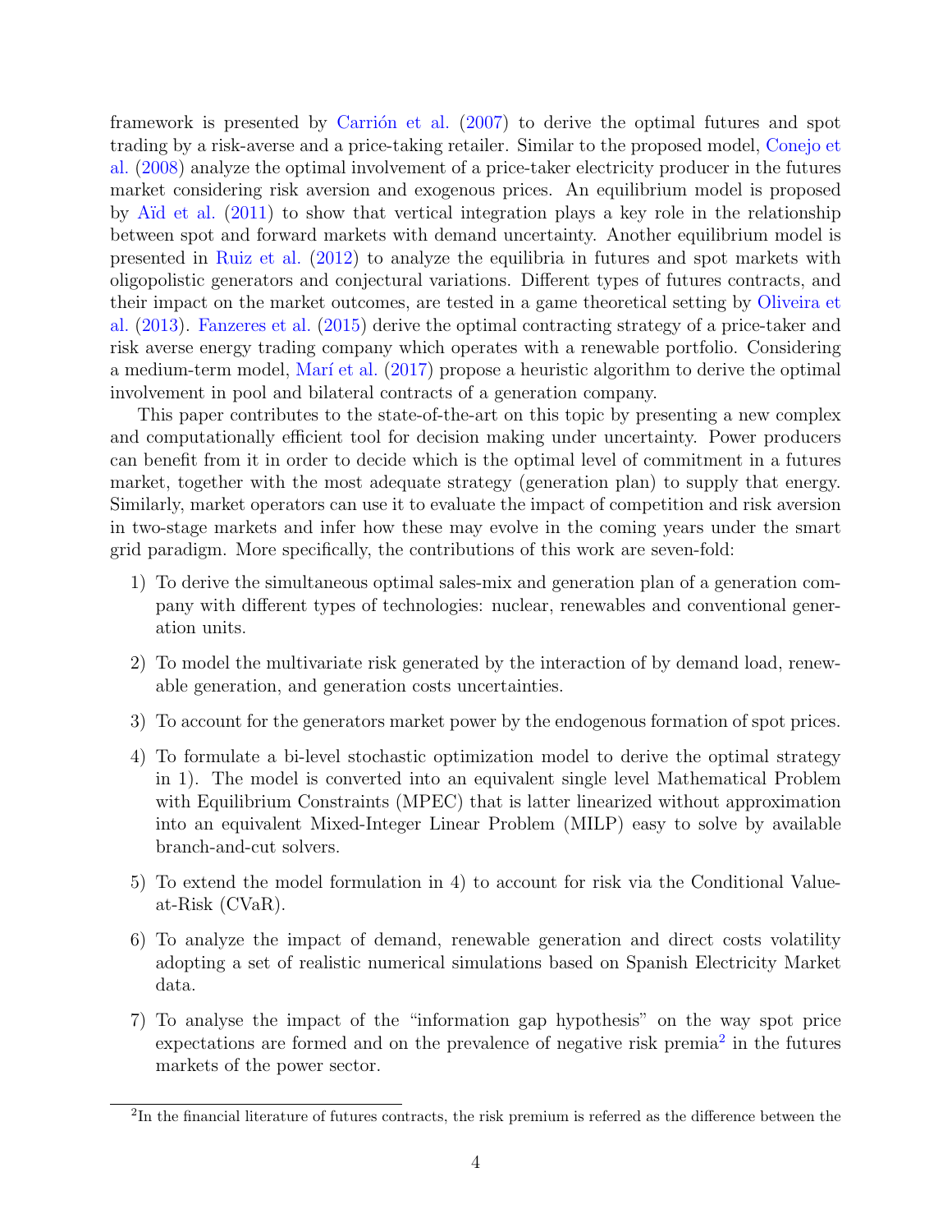framework is presented by Carrión et al. (2007) to derive the optimal futures and spot trading by a risk-averse and a price-taking retailer. Similar to the proposed model, Conejo et al. (2008) analyze the optimal involvement of a price-taker electricity producer in the futures market considering risk aversion and exogenous prices. An equilibrium model is proposed by Aïd et al. (2011) to show that vertical integration plays a key role in the relationship between spot and forward markets with demand uncertainty. Another equilibrium model is presented in Ruiz et al. (2012) to analyze the equilibria in futures and spot markets with oligopolistic generators and conjectural variations. Different types of futures contracts, and their impact on the market outcomes, are tested in a game theoretical setting by Oliveira et al. (2013). Fanzeres et al. (2015) derive the optimal contracting strategy of a price-taker and risk averse energy trading company which operates with a renewable portfolio. Considering a medium-term model, Marí et al. (2017) propose a heuristic algorithm to derive the optimal involvement in pool and bilateral contracts of a generation company.

This paper contributes to the state-of-the-art on this topic by presenting a new complex and computationally efficient tool for decision making under uncertainty. Power producers can benefit from it in order to decide which is the optimal level of commitment in a futures market, together with the most adequate strategy (generation plan) to supply that energy. Similarly, market operators can use it to evaluate the impact of competition and risk aversion in two-stage markets and infer how these may evolve in the coming years under the smart grid paradigm. More specifically, the contributions of this work are seven-fold:

1) To derive the simultaneous optimal sales-mix and generation plan of a generation company with different types of technologies: nuclear, renewables and conventional generation units.

2) To model the multivariate risk generated by the interaction of by demand load, renewable generation, and generation costs uncertainties.

3) To account for the generators market power by the endogenous formation of spot prices.

4) To formulate a bi-level stochastic optimization model to derive the optimal strategy in 1). The model is converted into an equivalent single level Mathematical Problem with Equilibrium Constraints (MPEC) that is latter linearized without approximation into an equivalent Mixed-Integer Linear Problem (MILP) easy to solve by available branch-and-cut solvers.

5) To extend the model formulation in 4) to account for risk via the Conditional Value-at-Risk (CVaR).

6) To analyze the impact of demand, renewable generation and direct costs volatility adopting a set of realistic numerical simulations based on Spanish Electricity Market data.

7) To analyse the impact of the "information gap hypothesis" on the way spot price expectations are formed and on the prevalence of negative risk premia[2] in the futures markets of the power sector.

[2]In the financial literature of futures contracts, the risk premium is referred as the difference between the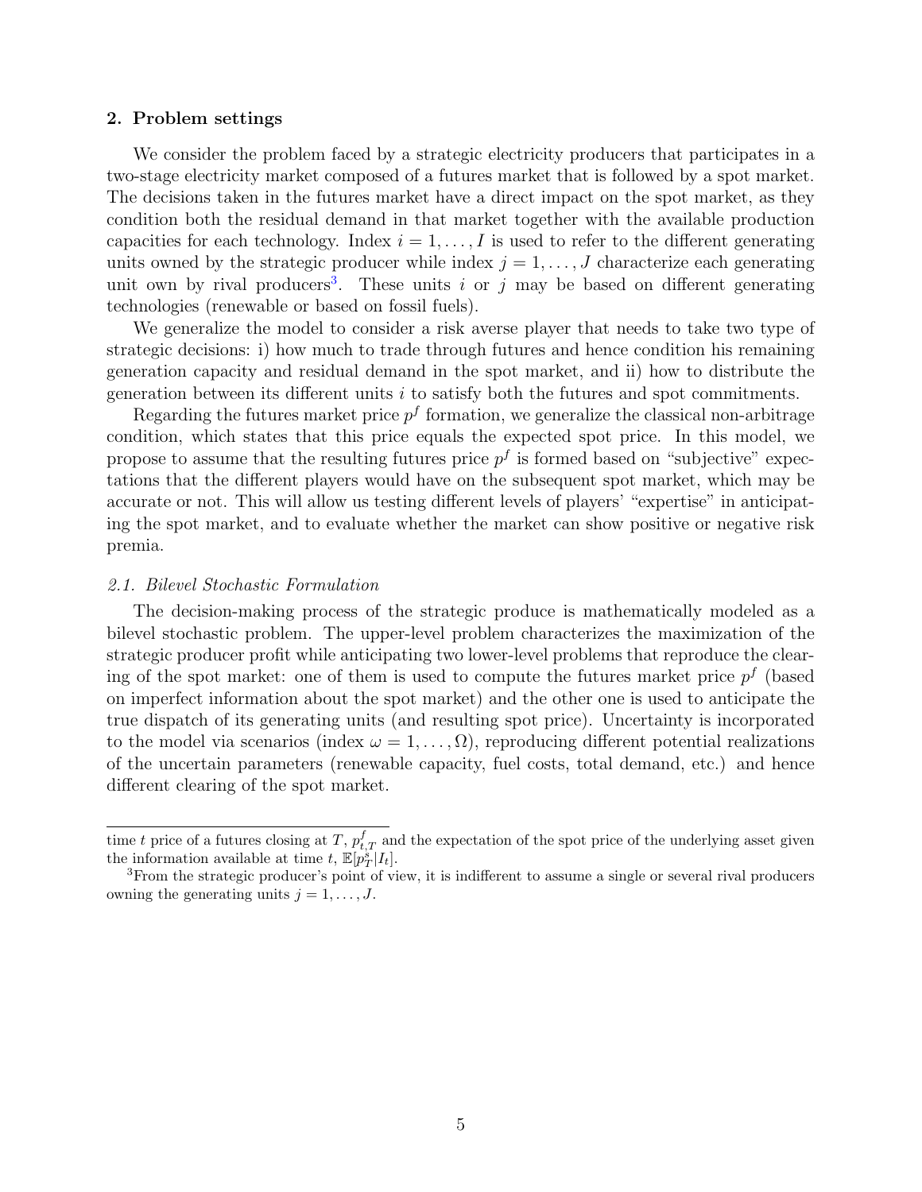## 2. Problem settings

We consider the problem faced by a strategic electricity producers that participates in a two-stage electricity market composed of a futures market that is followed by a spot market. The decisions taken in the futures market have a direct impact on the spot market, as they condition both the residual demand in that market together with the available production capacities for each technology. Index $i = 1, \ldots, I$ is used to refer to the different generating units owned by the strategic producer while index $j = 1, \ldots, J$ characterize each generating unit own by rival producers[3]. These units $i$ or $j$ may be based on different generating technologies (renewable or based on fossil fuels).

We generalize the model to consider a risk averse player that needs to take two type of strategic decisions: i) how much to trade through futures and hence condition his remaining generation capacity and residual demand in the spot market, and ii) how to distribute the generation between its different units $i$ to satisfy both the futures and spot commitments.

Regarding the futures market price $p^f$ formation, we generalize the classical non-arbitrage condition, which states that this price equals the expected spot price. In this model, we propose to assume that the resulting futures price $p^f$ is formed based on "subjective" expectations that the different players would have on the subsequent spot market, which may be accurate or not. This will allow us testing different levels of players' "expertise" in anticipating the spot market, and to evaluate whether the market can show positive or negative risk premia.

### 2.1. Bilevel Stochastic Formulation

The decision-making process of the strategic produce is mathematically modeled as a bilevel stochastic problem. The upper-level problem characterizes the maximization of the strategic producer profit while anticipating two lower-level problems that reproduce the clearing of the spot market: one of them is used to compute the futures market price $p^f$ (based on imperfect information about the spot market) and the other one is used to anticipate the true dispatch of its generating units (and resulting spot price). Uncertainty is incorporated to the model via scenarios (index $\omega = 1, \ldots, \Omega$), reproducing different potential realizations of the uncertain parameters (renewable capacity, fuel costs, total demand, etc.) and hence different clearing of the spot market.

---

time $t$ price of a futures closing at $T$, $p^f_{t,T}$ and the expectation of the spot price of the underlying asset given the information available at time $t$, $\mathbb{E}[p^s_T | I_t]$.

[3] From the strategic producer's point of view, it is indifferent to assume a single or several rival producers owning the generating units $j = 1, \ldots, J$.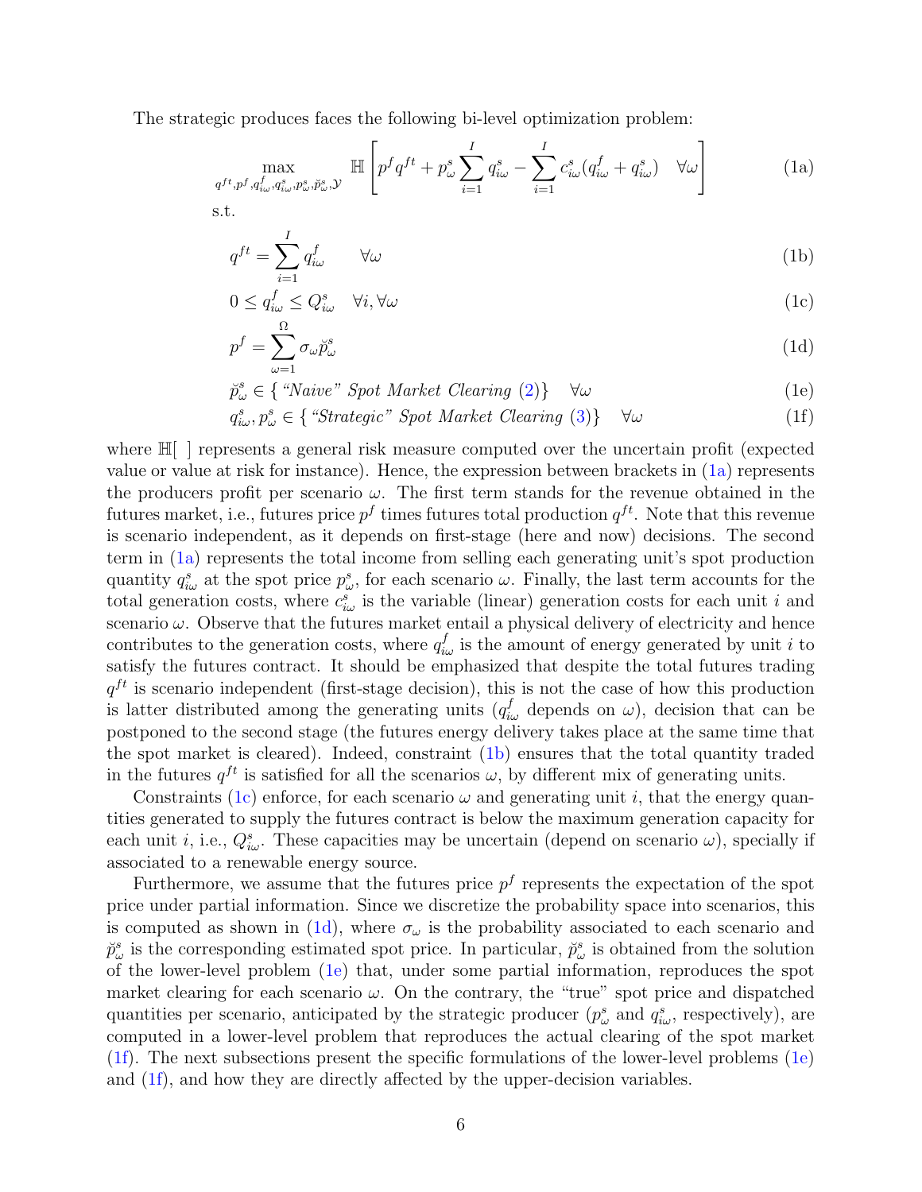The strategic produces faces the following bi-level optimization problem:

$$\max_{q^{ft}, p^f, q^f_{i\omega}, q^s_{i\omega}, p^s_\omega, \breve{p}^s_\omega, \mathcal{Y}} \quad \mathbb{H}\left[ p^f q^{ft} + p^s_\omega \sum_{i=1}^{I} q^s_{i\omega} - \sum_{i=1}^{I} c^s_{i\omega}(q^f_{i\omega} + q^s_{i\omega}) \quad \forall \omega \right] \tag{1a}$$

s.t.

$$q^{ft} = \sum_{i=1}^{I} q^f_{i\omega} \qquad \forall \omega \tag{1b}$$

$$0 \leq q^f_{i\omega} \leq Q^s_{i\omega} \quad \forall i, \forall \omega \tag{1c}$$

$$p^f = \sum_{\omega=1}^{\Omega} \sigma_\omega \breve{p}^s_\omega \tag{1d}$$

$$\breve{p}^s_\omega \in \{\, \text{“Naive” Spot Market Clearing (2)} \} \quad \forall \omega \tag{1e}$$

$$q^s_{i\omega}, p^s_\omega \in \{\, \text{“Strategic” Spot Market Clearing (3)} \} \quad \forall \omega \tag{1f}$$

where $\mathbb{H}[\ ]$ represents a general risk measure computed over the uncertain profit (expected value or value at risk for instance). Hence, the expression between brackets in (1a) represents the producers profit per scenario $\omega$. The first term stands for the revenue obtained in the futures market, i.e., futures price $p^f$ times futures total production $q^{ft}$. Note that this revenue is scenario independent, as it depends on first-stage (here and now) decisions. The second term in (1a) represents the total income from selling each generating unit's spot production quantity $q^s_{i\omega}$ at the spot price $p^s_\omega$, for each scenario $\omega$. Finally, the last term accounts for the total generation costs, where $c^s_{i\omega}$ is the variable (linear) generation costs for each unit $i$ and scenario $\omega$. Observe that the futures market entail a physical delivery of electricity and hence contributes to the generation costs, where $q^f_{i\omega}$ is the amount of energy generated by unit $i$ to satisfy the futures contract. It should be emphasized that despite the total futures trading $q^{ft}$ is scenario independent (first-stage decision), this is not the case of how this production is latter distributed among the generating units ($q^f_{i\omega}$ depends on $\omega$), decision that can be postponed to the second stage (the futures energy delivery takes place at the same time that the spot market is cleared). Indeed, constraint (1b) ensures that the total quantity traded in the futures $q^{ft}$ is satisfied for all the scenarios $\omega$, by different mix of generating units.

Constraints (1c) enforce, for each scenario $\omega$ and generating unit $i$, that the energy quantities generated to supply the futures contract is below the maximum generation capacity for each unit $i$, i.e., $Q^s_{i\omega}$. These capacities may be uncertain (depend on scenario $\omega$), specially if associated to a renewable energy source.

Furthermore, we assume that the futures price $p^f$ represents the expectation of the spot price under partial information. Since we discretize the probability space into scenarios, this is computed as shown in (1d), where $\sigma_\omega$ is the probability associated to each scenario and $\breve{p}^s_\omega$ is the corresponding estimated spot price. In particular, $\breve{p}^s_\omega$ is obtained from the solution of the lower-level problem (1e) that, under some partial information, reproduces the spot market clearing for each scenario $\omega$. On the contrary, the "true" spot price and dispatched quantities per scenario, anticipated by the strategic producer ($p^s_\omega$ and $q^s_{i\omega}$, respectively), are computed in a lower-level problem that reproduces the actual clearing of the spot market (1f). The next subsections present the specific formulations of the lower-level problems (1e) and (1f), and how they are directly affected by the upper-decision variables.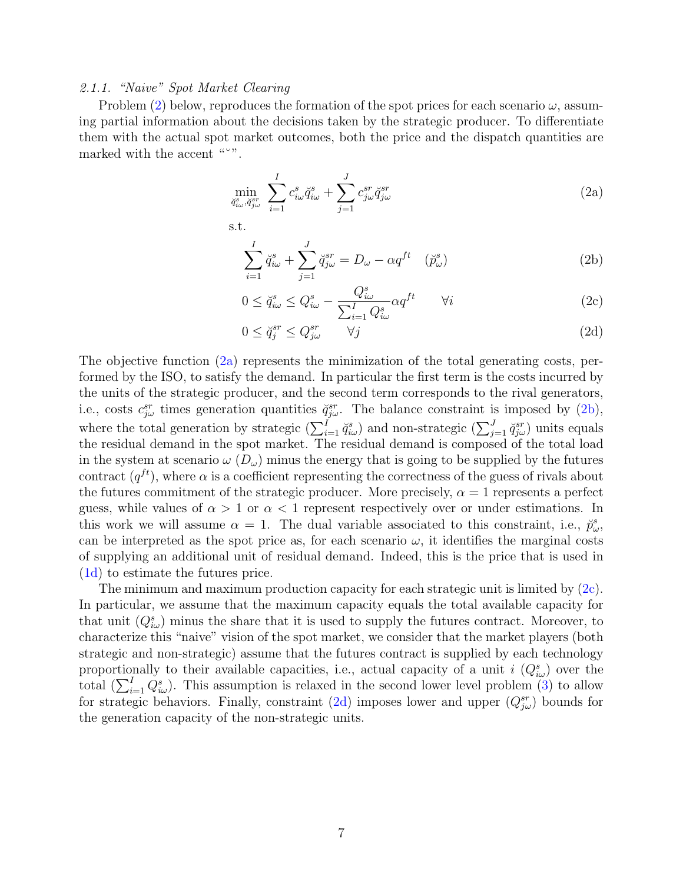#### 2.1.1. "Naive" Spot Market Clearing

Problem (2) below, reproduces the formation of the spot prices for each scenario $\omega$, assuming partial information about the decisions taken by the strategic producer. To differentiate them with the actual spot market outcomes, both the price and the dispatch quantities are marked with the accent "$\breve{}$".

$$\min_{\breve{q}^s_{i\omega}, \breve{q}^{sr}_{j\omega}} \sum_{i=1}^{I} c^s_{i\omega} \breve{q}^s_{i\omega} + \sum_{j=1}^{J} c^{sr}_{j\omega} \breve{q}^{sr}_{j\omega} \tag{2a}$$

s.t.

$$\sum_{i=1}^{I} \breve{q}^s_{i\omega} + \sum_{j=1}^{J} \breve{q}^{sr}_{j\omega} = D_\omega - \alpha q^{ft} \quad (\breve{p}^s_\omega) \tag{2b}$$

$$0 \le \breve{q}^s_{i\omega} \le Q^s_{i\omega} - \frac{Q^s_{i\omega}}{\sum_{i=1}^{I} Q^s_{i\omega}} \alpha q^{ft} \qquad \forall i \tag{2c}$$

$$0 \le \breve{q}^{sr}_j \le Q^{sr}_{j\omega} \qquad \forall j \tag{2d}$$

The objective function (2a) represents the minimization of the total generating costs, performed by the ISO, to satisfy the demand. In particular the first term is the costs incurred by the units of the strategic producer, and the second term corresponds to the rival generators, i.e., costs $c^{sr}_{j\omega}$ times generation quantities $\breve{q}^{sr}_{j\omega}$. The balance constraint is imposed by (2b), where the total generation by strategic ($\sum_{i=1}^{I} \breve{q}^s_{i\omega}$) and non-strategic ($\sum_{j=1}^{J} \breve{q}^{sr}_{j\omega}$) units equals the residual demand in the spot market. The residual demand is composed of the total load in the system at scenario $\omega$ ($D_\omega$) minus the energy that is going to be supplied by the futures contract ($q^{ft}$), where $\alpha$ is a coefficient representing the correctness of the guess of rivals about the futures commitment of the strategic producer. More precisely, $\alpha = 1$ represents a perfect guess, while values of $\alpha > 1$ or $\alpha < 1$ represent respectively over or under estimations. In this work we will assume $\alpha = 1$. The dual variable associated to this constraint, i.e., $\breve{p}^s_\omega$, can be interpreted as the spot price as, for each scenario $\omega$, it identifies the marginal costs of supplying an additional unit of residual demand. Indeed, this is the price that is used in (1d) to estimate the futures price.

The minimum and maximum production capacity for each strategic unit is limited by (2c). In particular, we assume that the maximum capacity equals the total available capacity for that unit ($Q^s_{i\omega}$) minus the share that it is used to supply the futures contract. Moreover, to characterize this "naive" vision of the spot market, we consider that the market players (both strategic and non-strategic) assume that the futures contract is supplied by each technology proportionally to their available capacities, i.e., actual capacity of a unit $i$ ($Q^s_{i\omega}$) over the total ($\sum_{i=1}^{I} Q^s_{i\omega}$). This assumption is relaxed in the second lower level problem (3) to allow for strategic behaviors. Finally, constraint (2d) imposes lower and upper ($Q^{sr}_{j\omega}$) bounds for the generation capacity of the non-strategic units.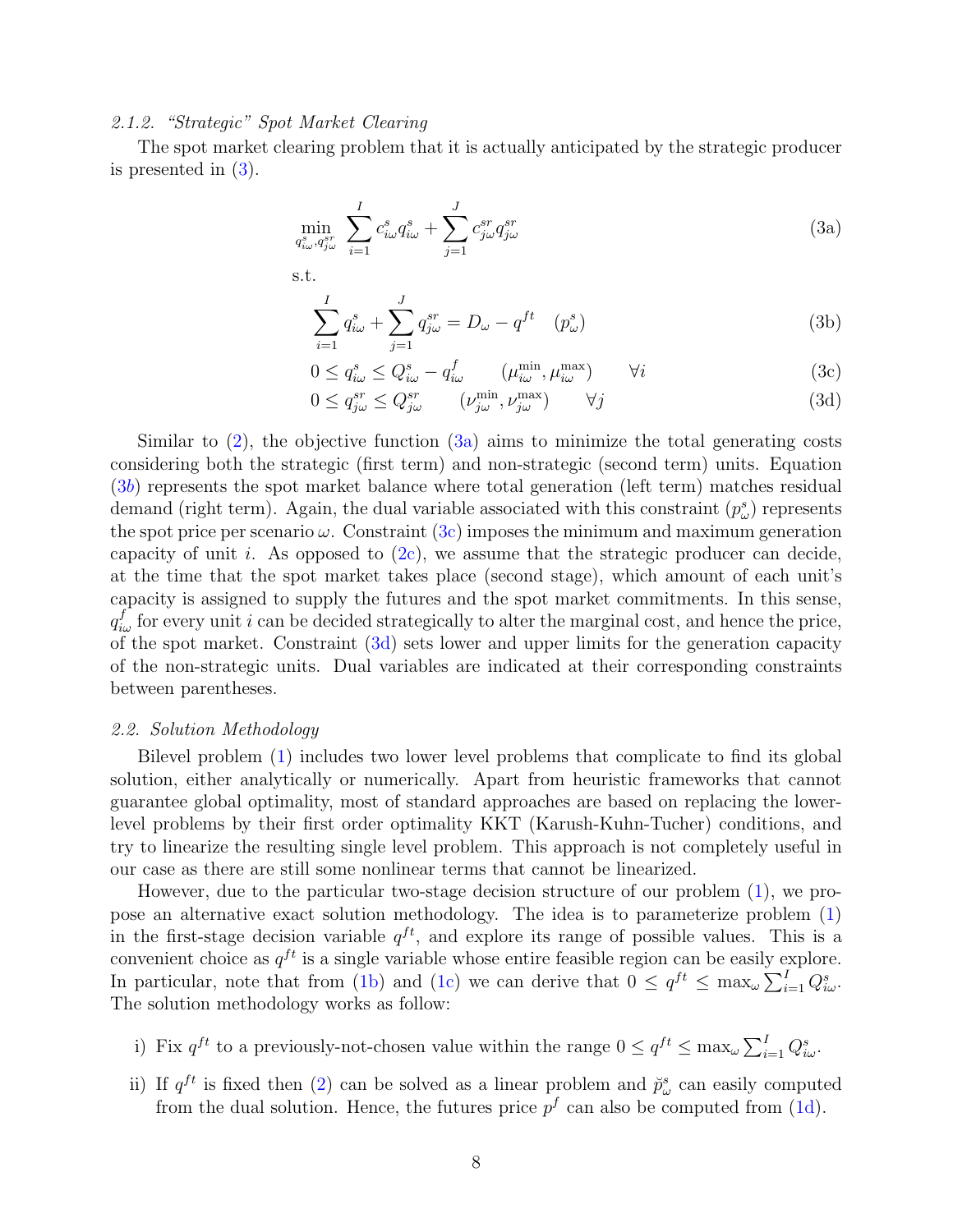#### 2.1.2. "Strategic" Spot Market Clearing

The spot market clearing problem that it is actually anticipated by the strategic producer is presented in (3).

$$\min_{q^s_{i\omega}, q^{sr}_{j\omega}} \sum_{i=1}^{I} c^s_{i\omega} q^s_{i\omega} + \sum_{j=1}^{J} c^{sr}_{j\omega} q^{sr}_{j\omega} \tag{3a}$$

s.t.

$$\sum_{i=1}^{I} q^s_{i\omega} + \sum_{j=1}^{J} q^{sr}_{j\omega} = D_\omega - q^{ft} \quad (p^s_\omega) \tag{3b}$$

$$0 \leq q^s_{i\omega} \leq Q^s_{i\omega} - q^f_{i\omega} \qquad (\mu^{\min}_{i\omega}, \mu^{\max}_{i\omega}) \qquad \forall i \tag{3c}$$

$$0 \leq q^{sr}_{j\omega} \leq Q^{sr}_{j\omega} \qquad (\nu^{\min}_{j\omega}, \nu^{\max}_{j\omega}) \qquad \forall j \tag{3d}$$

Similar to (2), the objective function (3a) aims to minimize the total generating costs considering both the strategic (first term) and non-strategic (second term) units. Equation (3*b*) represents the spot market balance where total generation (left term) matches residual demand (right term). Again, the dual variable associated with this constraint ($p^s_\omega$) represents the spot price per scenario $\omega$. Constraint (3c) imposes the minimum and maximum generation capacity of unit $i$. As opposed to (2c), we assume that the strategic producer can decide, at the time that the spot market takes place (second stage), which amount of each unit's capacity is assigned to supply the futures and the spot market commitments. In this sense, $q^f_{i\omega}$ for every unit $i$ can be decided strategically to alter the marginal cost, and hence the price, of the spot market. Constraint (3d) sets lower and upper limits for the generation capacity of the non-strategic units. Dual variables are indicated at their corresponding constraints between parentheses.

### 2.2. Solution Methodology

Bilevel problem (1) includes two lower level problems that complicate to find its global solution, either analytically or numerically. Apart from heuristic frameworks that cannot guarantee global optimality, most of standard approaches are based on replacing the lower-level problems by their first order optimality KKT (Karush-Kuhn-Tucher) conditions, and try to linearize the resulting single level problem. This approach is not completely useful in our case as there are still some nonlinear terms that cannot be linearized.

However, due to the particular two-stage decision structure of our problem (1), we propose an alternative exact solution methodology. The idea is to parameterize problem (1) in the first-stage decision variable $q^{ft}$, and explore its range of possible values. This is a convenient choice as $q^{ft}$ is a single variable whose entire feasible region can be easily explore. In particular, note that from (1b) and (1c) we can derive that $0 \leq q^{ft} \leq \max_\omega \sum_{i=1}^{I} Q^s_{i\omega}$. The solution methodology works as follow:

i) Fix $q^{ft}$ to a previously-not-chosen value within the range $0 \leq q^{ft} \leq \max_\omega \sum_{i=1}^{I} Q^s_{i\omega}$.

ii) If $q^{ft}$ is fixed then (2) can be solved as a linear problem and $\breve{p}^s_\omega$ can easily computed from the dual solution. Hence, the futures price $p^f$ can also be computed from (1d).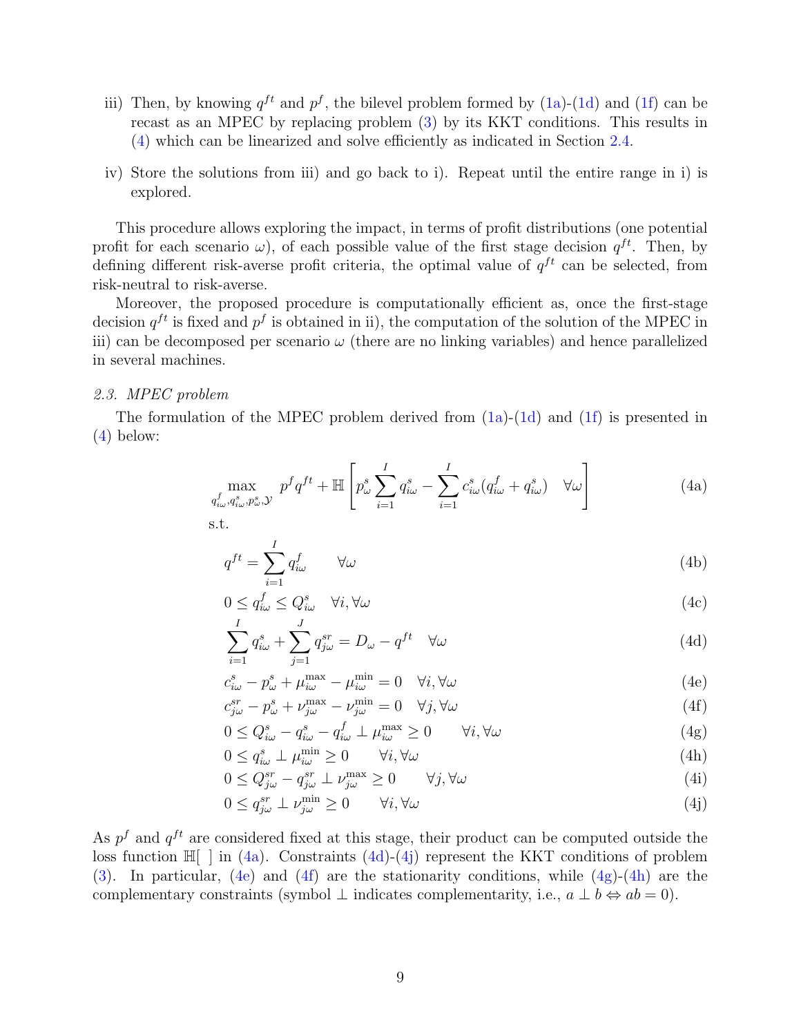iii) Then, by knowing $q^{ft}$ and $p^f$, the bilevel problem formed by (1a)-(1d) and (1f) can be recast as an MPEC by replacing problem (3) by its KKT conditions. This results in (4) which can be linearized and solve efficiently as indicated in Section 2.4.

iv) Store the solutions from iii) and go back to i). Repeat until the entire range in i) is explored.

This procedure allows exploring the impact, in terms of profit distributions (one potential profit for each scenario $\omega$), of each possible value of the first stage decision $q^{ft}$. Then, by defining different risk-averse profit criteria, the optimal value of $q^{ft}$ can be selected, from risk-neutral to risk-averse.

Moreover, the proposed procedure is computationally efficient as, once the first-stage decision $q^{ft}$ is fixed and $p^f$ is obtained in ii), the computation of the solution of the MPEC in iii) can be decomposed per scenario $\omega$ (there are no linking variables) and hence parallelized in several machines.

### 2.3. MPEC problem

The formulation of the MPEC problem derived from (1a)-(1d) and (1f) is presented in (4) below:

$$\max_{q^f_{i\omega}, q^s_{i\omega}, p^s_\omega, \mathcal{Y}} \; p^f q^{ft} + \mathbb{H}\left[ p^s_\omega \sum_{i=1}^{I} q^s_{i\omega} - \sum_{i=1}^{I} c^s_{i\omega}(q^f_{i\omega} + q^s_{i\omega}) \quad \forall \omega \right] \tag{4a}$$

s.t.

$$q^{ft} = \sum_{i=1}^{I} q^f_{i\omega} \qquad \forall \omega \tag{4b}$$

$$0 \leq q^f_{i\omega} \leq Q^s_{i\omega} \quad \forall i, \forall \omega \tag{4c}$$

$$\sum_{i=1}^{I} q^s_{i\omega} + \sum_{j=1}^{J} q^{sr}_{j\omega} = D_\omega - q^{ft} \quad \forall \omega \tag{4d}$$

$$c^s_{i\omega} - p^s_\omega + \mu^{\max}_{i\omega} - \mu^{\min}_{i\omega} = 0 \quad \forall i, \forall \omega \tag{4e}$$

$$c^{sr}_{j\omega} - p^s_\omega + \nu^{\max}_{j\omega} - \nu^{\min}_{j\omega} = 0 \quad \forall j, \forall \omega \tag{4f}$$

$$0 \leq Q^s_{i\omega} - q^s_{i\omega} - q^f_{i\omega} \perp \mu^{\max}_{i\omega} \geq 0 \qquad \forall i, \forall \omega \tag{4g}$$

$$0 \leq q^s_{i\omega} \perp \mu^{\min}_{i\omega} \geq 0 \qquad \forall i, \forall \omega \tag{4h}$$

$$0 \leq Q^{sr}_{j\omega} - q^{sr}_{j\omega} \perp \nu^{\max}_{j\omega} \geq 0 \qquad \forall j, \forall \omega \tag{4i}$$

$$0 \leq q^{sr}_{j\omega} \perp \nu^{\min}_{j\omega} \geq 0 \qquad \forall i, \forall \omega \tag{4j}$$

As $p^f$ and $q^{ft}$ are considered fixed at this stage, their product can be computed outside the loss function $\mathbb{H}[\;]$ in (4a). Constraints (4d)-(4j) represent the KKT conditions of problem (3). In particular, (4e) and (4f) are the stationarity conditions, while (4g)-(4h) are the complementary constraints (symbol $\perp$ indicates complementarity, i.e., $a \perp b \Leftrightarrow ab = 0$).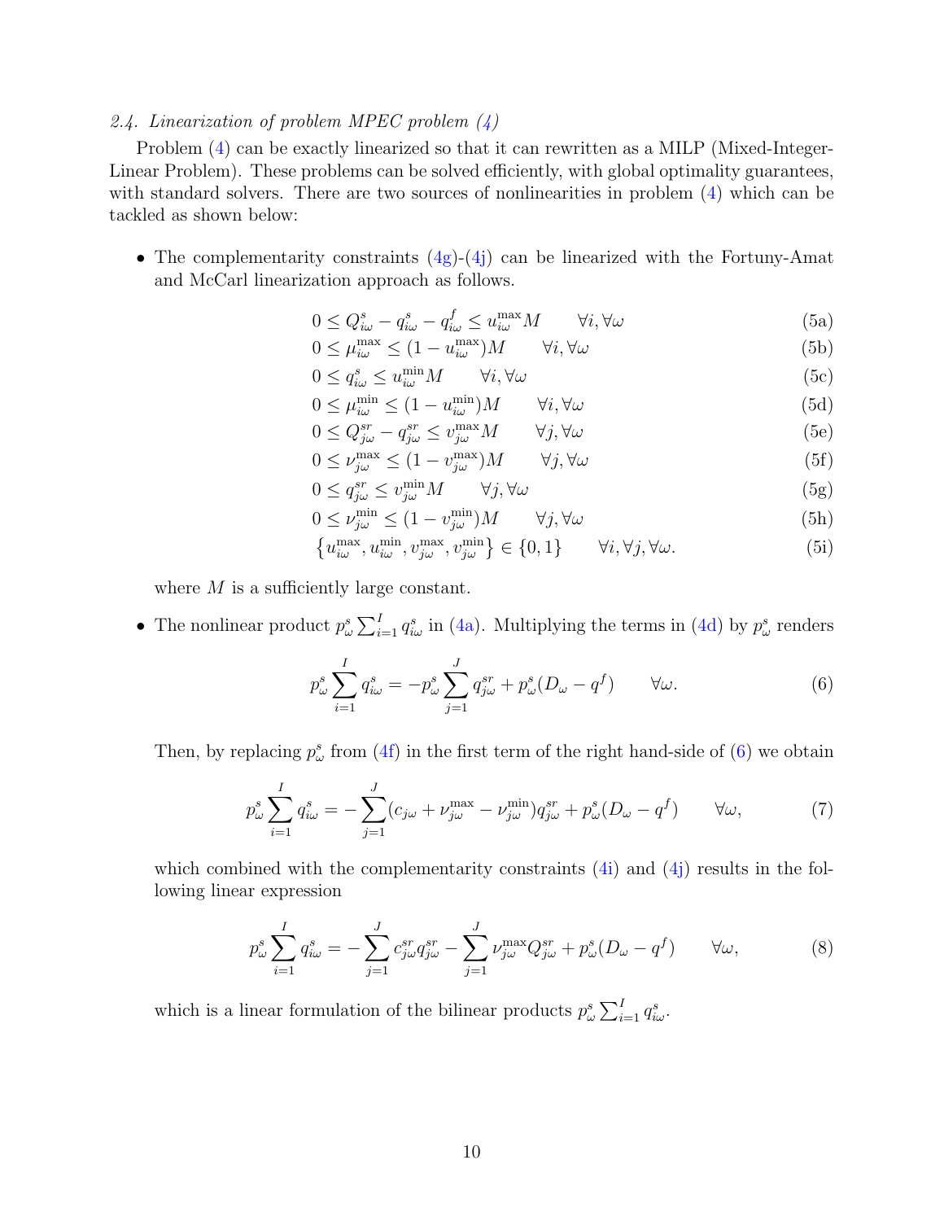### 2.4. Linearization of problem MPEC problem (4)

Problem (4) can be exactly linearized so that it can rewritten as a MILP (Mixed-Integer-Linear Problem). These problems can be solved efficiently, with global optimality guarantees, with standard solvers. There are two sources of nonlinearities in problem (4) which can be tackled as shown below:

- The complementarity constraints (4g)-(4j) can be linearized with the Fortuny-Amat and McCarl linearization approach as follows.

$$0 \leq Q^{s}_{i\omega} - q^{s}_{i\omega} - q^{f}_{i\omega} \leq u^{\max}_{i\omega} M \qquad \forall i, \forall \omega \tag{5a}$$

$$0 \leq \mu^{\max}_{i\omega} \leq (1 - u^{\max}_{i\omega}) M \qquad \forall i, \forall \omega \tag{5b}$$

$$0 \leq q^{s}_{i\omega} \leq u^{\min}_{i\omega} M \qquad \forall i, \forall \omega \tag{5c}$$

$$0 \leq \mu^{\min}_{i\omega} \leq (1 - u^{\min}_{i\omega}) M \qquad \forall i, \forall \omega \tag{5d}$$

$$0 \leq Q^{sr}_{j\omega} - q^{sr}_{j\omega} \leq v^{\max}_{j\omega} M \qquad \forall j, \forall \omega \tag{5e}$$

$$0 \leq \nu^{\max}_{j\omega} \leq (1 - v^{\max}_{j\omega}) M \qquad \forall j, \forall \omega \tag{5f}$$

$$0 \leq q^{sr}_{j\omega} \leq v^{\min}_{j\omega} M \qquad \forall j, \forall \omega \tag{5g}$$

$$0 \leq \nu^{\min}_{j\omega} \leq (1 - v^{\min}_{j\omega}) M \qquad \forall j, \forall \omega \tag{5h}$$

$$\left\{u^{\max}_{i\omega}, u^{\min}_{i\omega}, v^{\max}_{j\omega}, v^{\min}_{j\omega}\right\} \in \{0, 1\} \qquad \forall i, \forall j, \forall \omega. \tag{5i}$$

  where $M$ is a sufficiently large constant.

- The nonlinear product $p^{s}_{\omega} \sum_{i=1}^{I} q^{s}_{i\omega}$ in (4a). Multiplying the terms in (4d) by $p^{s}_{\omega}$ renders

$$p^{s}_{\omega} \sum_{i=1}^{I} q^{s}_{i\omega} = -p^{s}_{\omega} \sum_{j=1}^{J} q^{sr}_{j\omega} + p^{s}_{\omega}(D_{\omega} - q^{f}) \qquad \forall \omega. \tag{6}$$

  Then, by replacing $p^{s}_{\omega}$ from (4f) in the first term of the right hand-side of (6) we obtain

$$p^{s}_{\omega} \sum_{i=1}^{I} q^{s}_{i\omega} = -\sum_{j=1}^{J} (c_{j\omega} + \nu^{\max}_{j\omega} - \nu^{\min}_{j\omega}) q^{sr}_{j\omega} + p^{s}_{\omega}(D_{\omega} - q^{f}) \qquad \forall \omega, \tag{7}$$

  which combined with the complementarity constraints (4i) and (4j) results in the following linear expression

$$p^{s}_{\omega} \sum_{i=1}^{I} q^{s}_{i\omega} = -\sum_{j=1}^{J} c^{sr}_{j\omega} q^{sr}_{j\omega} - \sum_{j=1}^{J} \nu^{\max}_{j\omega} Q^{sr}_{j\omega} + p^{s}_{\omega}(D_{\omega} - q^{f}) \qquad \forall \omega, \tag{8}$$

  which is a linear formulation of the bilinear products $p^{s}_{\omega} \sum_{i=1}^{I} q^{s}_{i\omega}$.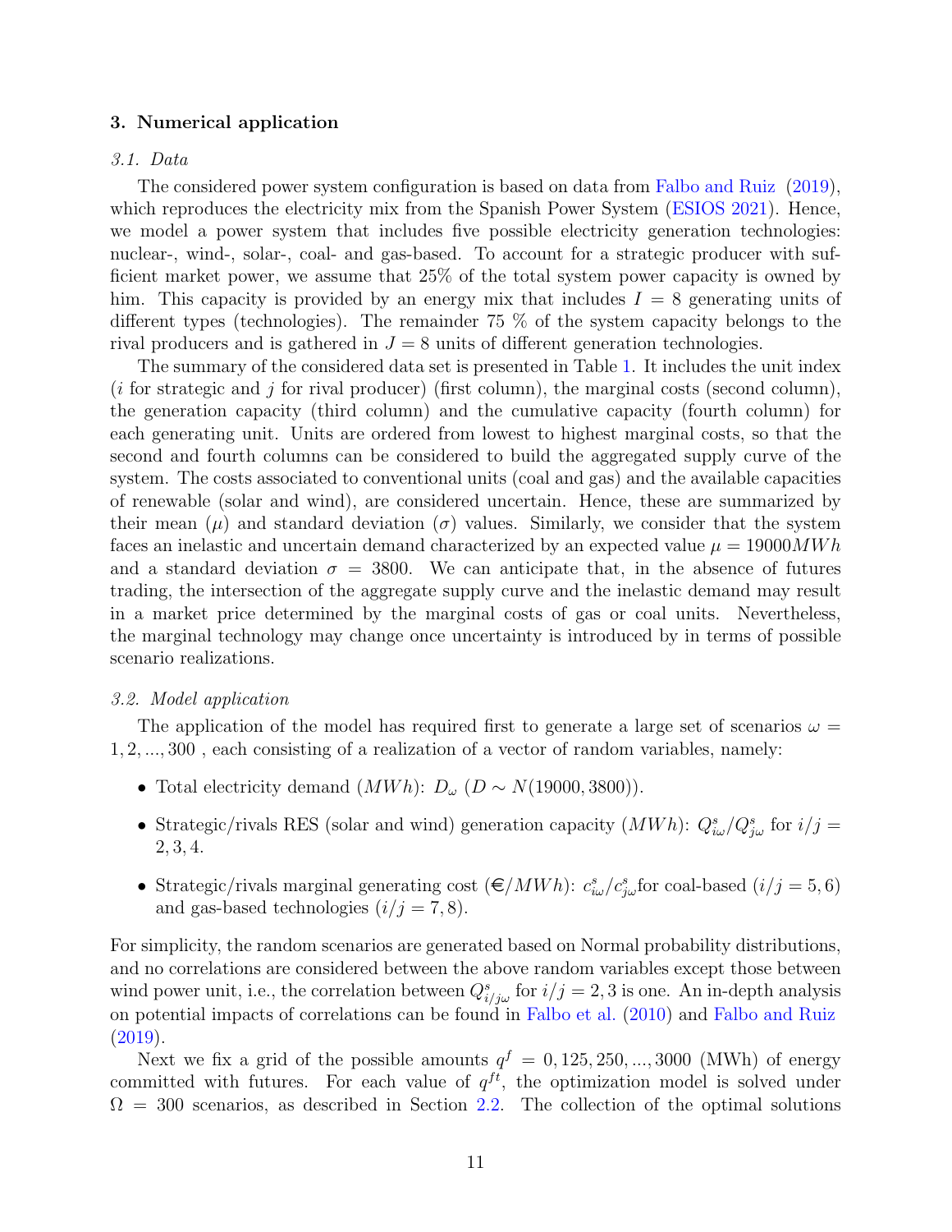## 3. Numerical application

### 3.1. Data

The considered power system configuration is based on data from Falbo and Ruiz (2019), which reproduces the electricity mix from the Spanish Power System (ESIOS 2021). Hence, we model a power system that includes five possible electricity generation technologies: nuclear-, wind-, solar-, coal- and gas-based. To account for a strategic producer with sufficient market power, we assume that 25% of the total system power capacity is owned by him. This capacity is provided by an energy mix that includes $I = 8$ generating units of different types (technologies). The remainder 75 % of the system capacity belongs to the rival producers and is gathered in $J = 8$ units of different generation technologies.

The summary of the considered data set is presented in Table 1. It includes the unit index ($i$ for strategic and $j$ for rival producer) (first column), the marginal costs (second column), the generation capacity (third column) and the cumulative capacity (fourth column) for each generating unit. Units are ordered from lowest to highest marginal costs, so that the second and fourth columns can be considered to build the aggregated supply curve of the system. The costs associated to conventional units (coal and gas) and the available capacities of renewable (solar and wind), are considered uncertain. Hence, these are summarized by their mean ($\mu$) and standard deviation ($\sigma$) values. Similarly, we consider that the system faces an inelastic and uncertain demand characterized by an expected value $\mu = 19000MWh$ and a standard deviation $\sigma = 3800$. We can anticipate that, in the absence of futures trading, the intersection of the aggregate supply curve and the inelastic demand may result in a market price determined by the marginal costs of gas or coal units. Nevertheless, the marginal technology may change once uncertainty is introduced by in terms of possible scenario realizations.

### 3.2. Model application

The application of the model has required first to generate a large set of scenarios $\omega = 1, 2, ..., 300$ , each consisting of a realization of a vector of random variables, namely:

- Total electricity demand ($MWh$): $D_\omega$ ($D \sim N(19000, 3800)$).
- Strategic/rivals RES (solar and wind) generation capacity ($MWh$): $Q^s_{i\omega}/Q^s_{j\omega}$ for $i/j = 2, 3, 4$.
- Strategic/rivals marginal generating cost (€$/MWh$): $c^s_{i\omega}/c^s_{j\omega}$for coal-based ($i/j = 5, 6$) and gas-based technologies ($i/j = 7, 8$).

For simplicity, the random scenarios are generated based on Normal probability distributions, and no correlations are considered between the above random variables except those between wind power unit, i.e., the correlation between $Q^s_{i/j\omega}$ for $i/j = 2, 3$ is one. An in-depth analysis on potential impacts of correlations can be found in Falbo et al. (2010) and Falbo and Ruiz (2019).

Next we fix a grid of the possible amounts $q^f = 0, 125, 250, ..., 3000$ (MWh) of energy committed with futures. For each value of $q^{ft}$, the optimization model is solved under $\Omega = 300$ scenarios, as described in Section 2.2. The collection of the optimal solutions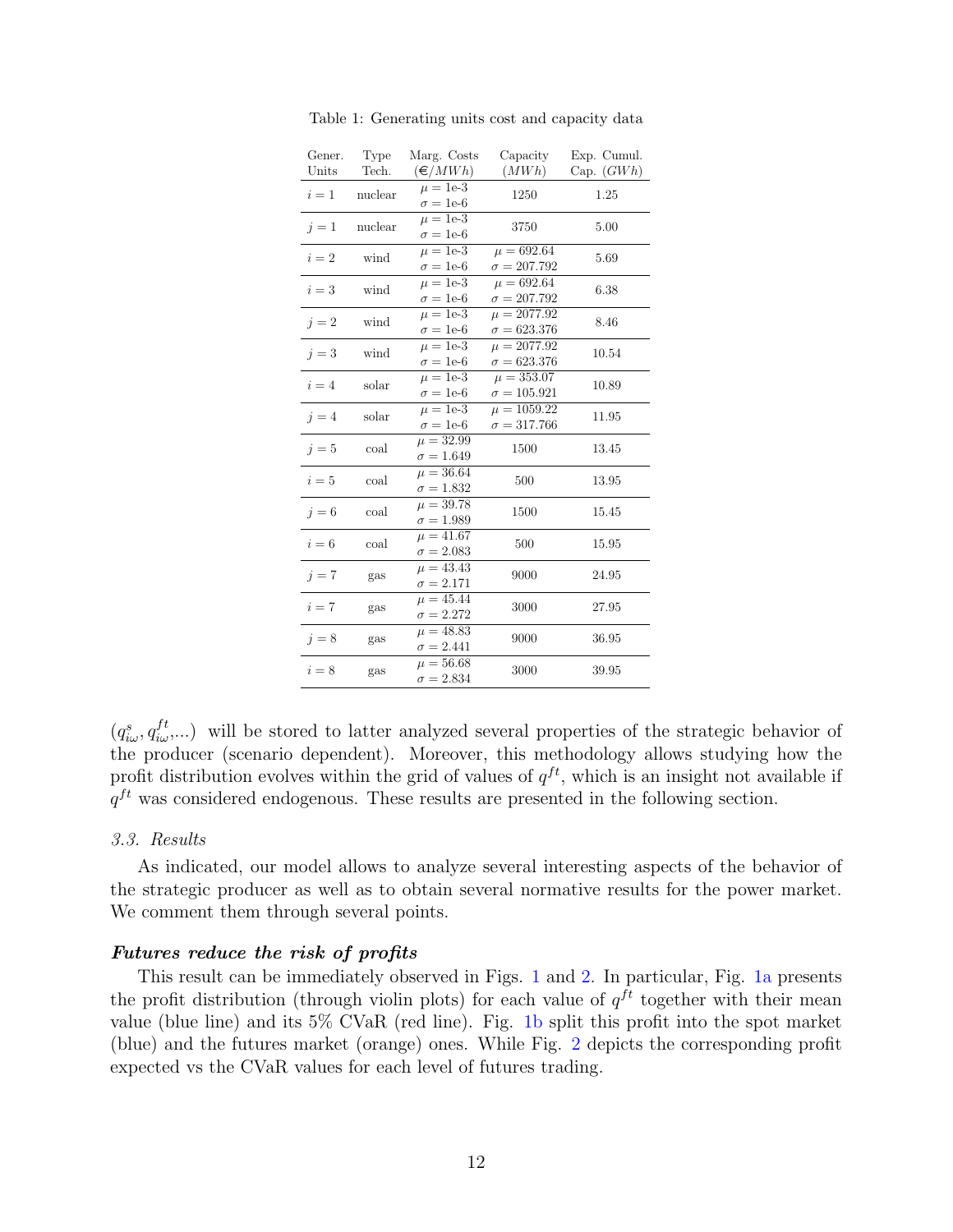Table 1: Generating units cost and capacity data

| Gener. Units | Type Tech. | Marg. Costs (€/$MWh$) | Capacity ($MWh$) | Exp. Cumul. Cap. ($GWh$) |
|---|---|---|---|---|
| $i = 1$ | nuclear | $\mu = $ 1e-3 $\sigma = $ 1e-6 | 1250 | 1.25 |
| $j = 1$ | nuclear | $\mu = $ 1e-3 $\sigma = $ 1e-6 | 3750 | 5.00 |
| $i = 2$ | wind | $\mu = $ 1e-3 $\sigma = $ 1e-6 | $\mu = 692.64$ $\sigma = 207.792$ | 5.69 |
| $i = 3$ | wind | $\mu = $ 1e-3 $\sigma = $ 1e-6 | $\mu = 692.64$ $\sigma = 207.792$ | 6.38 |
| $j = 2$ | wind | $\mu = $ 1e-3 $\sigma = $ 1e-6 | $\mu = 2077.92$ $\sigma = 623.376$ | 8.46 |
| $j = 3$ | wind | $\mu = $ 1e-3 $\sigma = $ 1e-6 | $\mu = 2077.92$ $\sigma = 623.376$ | 10.54 |
| $i = 4$ | solar | $\mu = $ 1e-3 $\sigma = $ 1e-6 | $\mu = 353.07$ $\sigma = 105.921$ | 10.89 |
| $j = 4$ | solar | $\mu = $ 1e-3 $\sigma = $ 1e-6 | $\mu = 1059.22$ $\sigma = 317.766$ | 11.95 |
| $j = 5$ | coal | $\mu = 32.99$ $\sigma = 1.649$ | 1500 | 13.45 |
| $i = 5$ | coal | $\mu = 36.64$ $\sigma = 1.832$ | 500 | 13.95 |
| $j = 6$ | coal | $\mu = 39.78$ $\sigma = 1.989$ | 1500 | 15.45 |
| $i = 6$ | coal | $\mu = 41.67$ $\sigma = 2.083$ | 500 | 15.95 |
| $j = 7$ | gas | $\mu = 43.43$ $\sigma = 2.171$ | 9000 | 24.95 |
| $i = 7$ | gas | $\mu = 45.44$ $\sigma = 2.272$ | 3000 | 27.95 |
| $j = 8$ | gas | $\mu = 48.83$ $\sigma = 2.441$ | 9000 | 36.95 |
| $i = 8$ | gas | $\mu = 56.68$ $\sigma = 2.834$ | 3000 | 39.95 |

$(q^s_{i\omega}, q^{ft}_{i\omega}, ...)$ will be stored to latter analyzed several properties of the strategic behavior of the producer (scenario dependent). Moreover, this methodology allows studying how the profit distribution evolves within the grid of values of $q^{ft}$, which is an insight not available if $q^{ft}$ was considered endogenous. These results are presented in the following section.

### 3.3. Results

As indicated, our model allows to analyze several interesting aspects of the behavior of the strategic producer as well as to obtain several normative results for the power market. We comment them through several points.

***Futures reduce the risk of profits***

This result can be immediately observed in Figs. 1 and 2. In particular, Fig. 1a presents the profit distribution (through violin plots) for each value of $q^{ft}$ together with their mean value (blue line) and its 5% CVaR (red line). Fig. 1b split this profit into the spot market (blue) and the futures market (orange) ones. While Fig. 2 depicts the corresponding profit expected vs the CVaR values for each level of futures trading.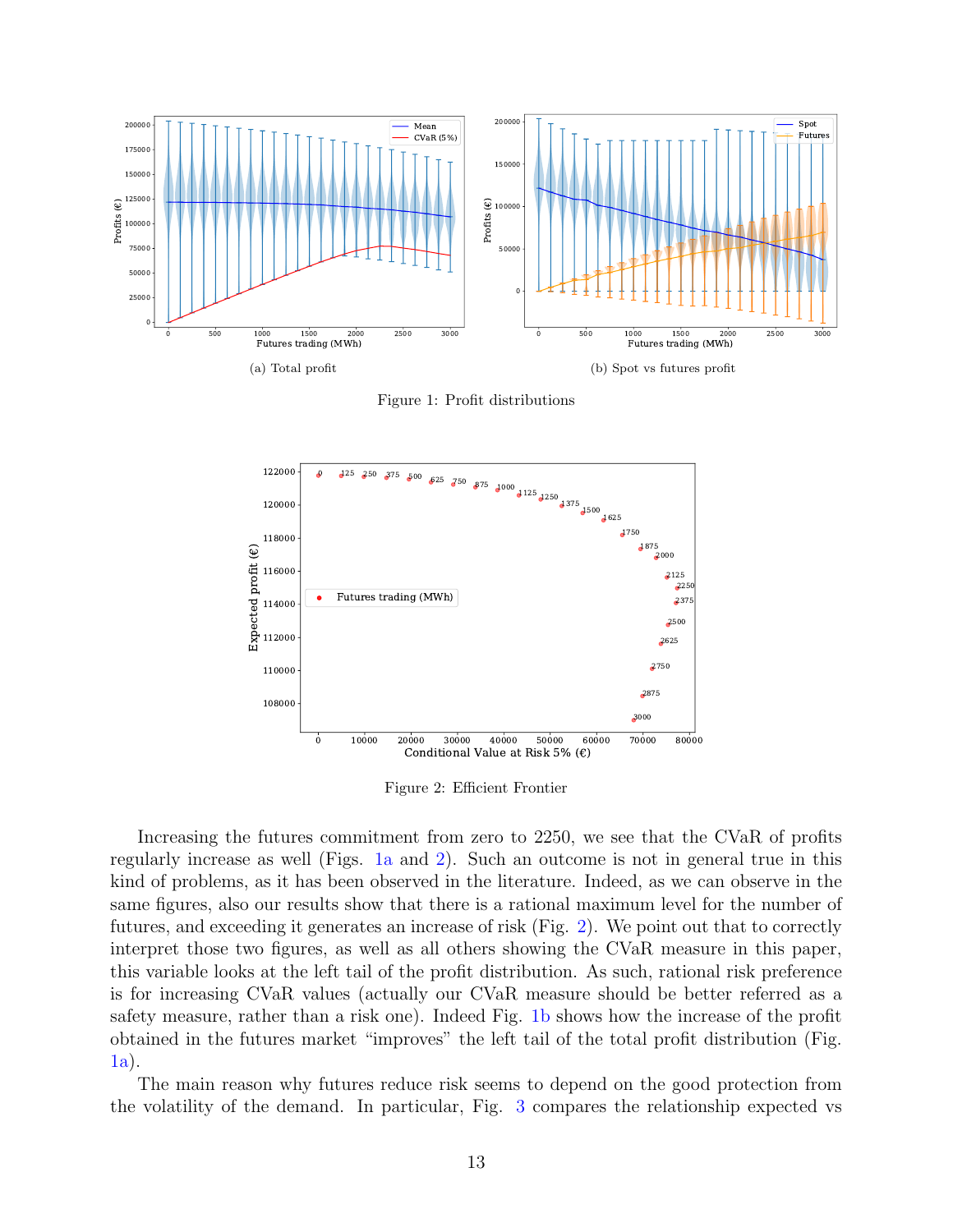(a) Total profit

(b) Spot vs futures profit

Figure 1: Profit distributions

Figure 2: Efficient Frontier

Increasing the futures commitment from zero to 2250, we see that the CVaR of profits regularly increase as well (Figs. 1a and 2). Such an outcome is not in general true in this kind of problems, as it has been observed in the literature. Indeed, as we can observe in the same figures, also our results show that there is a rational maximum level for the number of futures, and exceeding it generates an increase of risk (Fig. 2). We point out that to correctly interpret those two figures, as well as all others showing the CVaR measure in this paper, this variable looks at the left tail of the profit distribution. As such, rational risk preference is for increasing CVaR values (actually our CVaR measure should be better referred as a safety measure, rather than a risk one). Indeed Fig. 1b shows how the increase of the profit obtained in the futures market "improves" the left tail of the total profit distribution (Fig. 1a).

The main reason why futures reduce risk seems to depend on the good protection from the volatility of the demand. In particular, Fig. 3 compares the relationship expected vs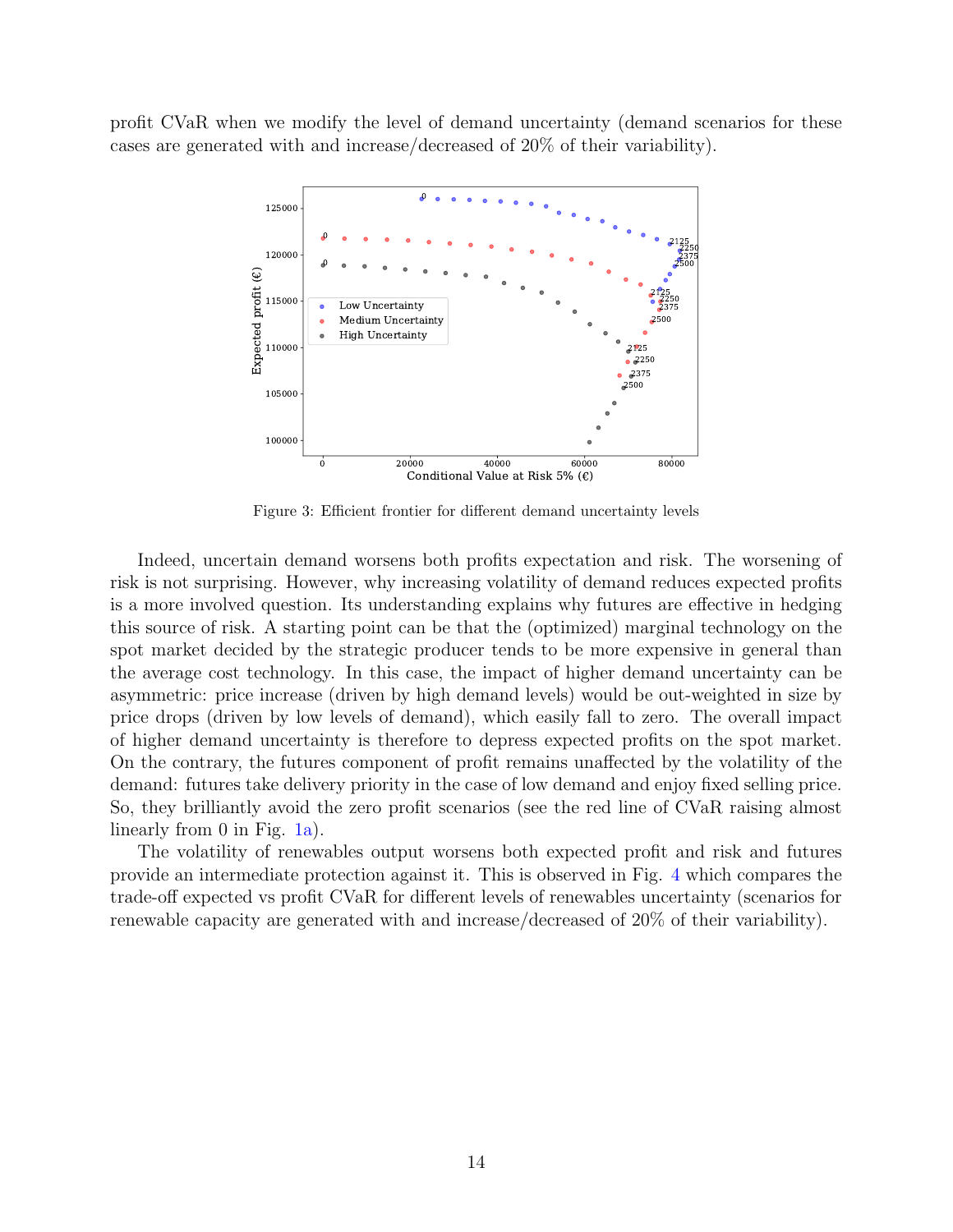profit CVaR when we modify the level of demand uncertainty (demand scenarios for these cases are generated with and increase/decreased of 20% of their variability).

Figure 3: Efficient frontier for different demand uncertainty levels

Indeed, uncertain demand worsens both profits expectation and risk. The worsening of risk is not surprising. However, why increasing volatility of demand reduces expected profits is a more involved question. Its understanding explains why futures are effective in hedging this source of risk. A starting point can be that the (optimized) marginal technology on the spot market decided by the strategic producer tends to be more expensive in general than the average cost technology. In this case, the impact of higher demand uncertainty can be asymmetric: price increase (driven by high demand levels) would be out-weighted in size by price drops (driven by low levels of demand), which easily fall to zero. The overall impact of higher demand uncertainty is therefore to depress expected profits on the spot market. On the contrary, the futures component of profit remains unaffected by the volatility of the demand: futures take delivery priority in the case of low demand and enjoy fixed selling price. So, they brilliantly avoid the zero profit scenarios (see the red line of CVaR raising almost linearly from 0 in Fig. 1a).

The volatility of renewables output worsens both expected profit and risk and futures provide an intermediate protection against it. This is observed in Fig. 4 which compares the trade-off expected vs profit CVaR for different levels of renewables uncertainty (scenarios for renewable capacity are generated with and increase/decreased of 20% of their variability).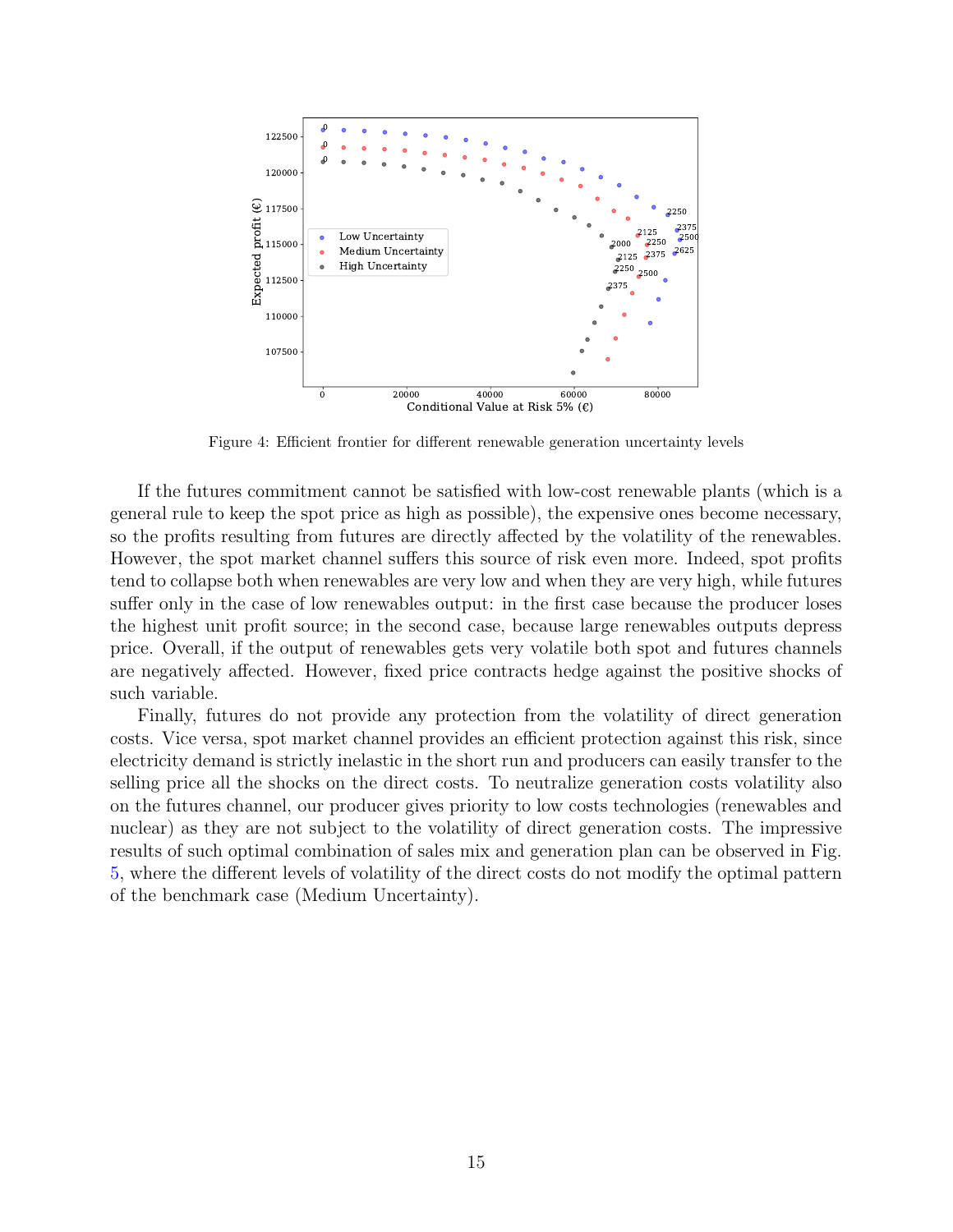Figure 4: Efficient frontier for different renewable generation uncertainty levels

If the futures commitment cannot be satisfied with low-cost renewable plants (which is a general rule to keep the spot price as high as possible), the expensive ones become necessary, so the profits resulting from futures are directly affected by the volatility of the renewables. However, the spot market channel suffers this source of risk even more. Indeed, spot profits tend to collapse both when renewables are very low and when they are very high, while futures suffer only in the case of low renewables output: in the first case because the producer loses the highest unit profit source; in the second case, because large renewables outputs depress price. Overall, if the output of renewables gets very volatile both spot and futures channels are negatively affected. However, fixed price contracts hedge against the positive shocks of such variable.

Finally, futures do not provide any protection from the volatility of direct generation costs. Vice versa, spot market channel provides an efficient protection against this risk, since electricity demand is strictly inelastic in the short run and producers can easily transfer to the selling price all the shocks on the direct costs. To neutralize generation costs volatility also on the futures channel, our producer gives priority to low costs technologies (renewables and nuclear) as they are not subject to the volatility of direct generation costs. The impressive results of such optimal combination of sales mix and generation plan can be observed in Fig. 5, where the different levels of volatility of the direct costs do not modify the optimal pattern of the benchmark case (Medium Uncertainty).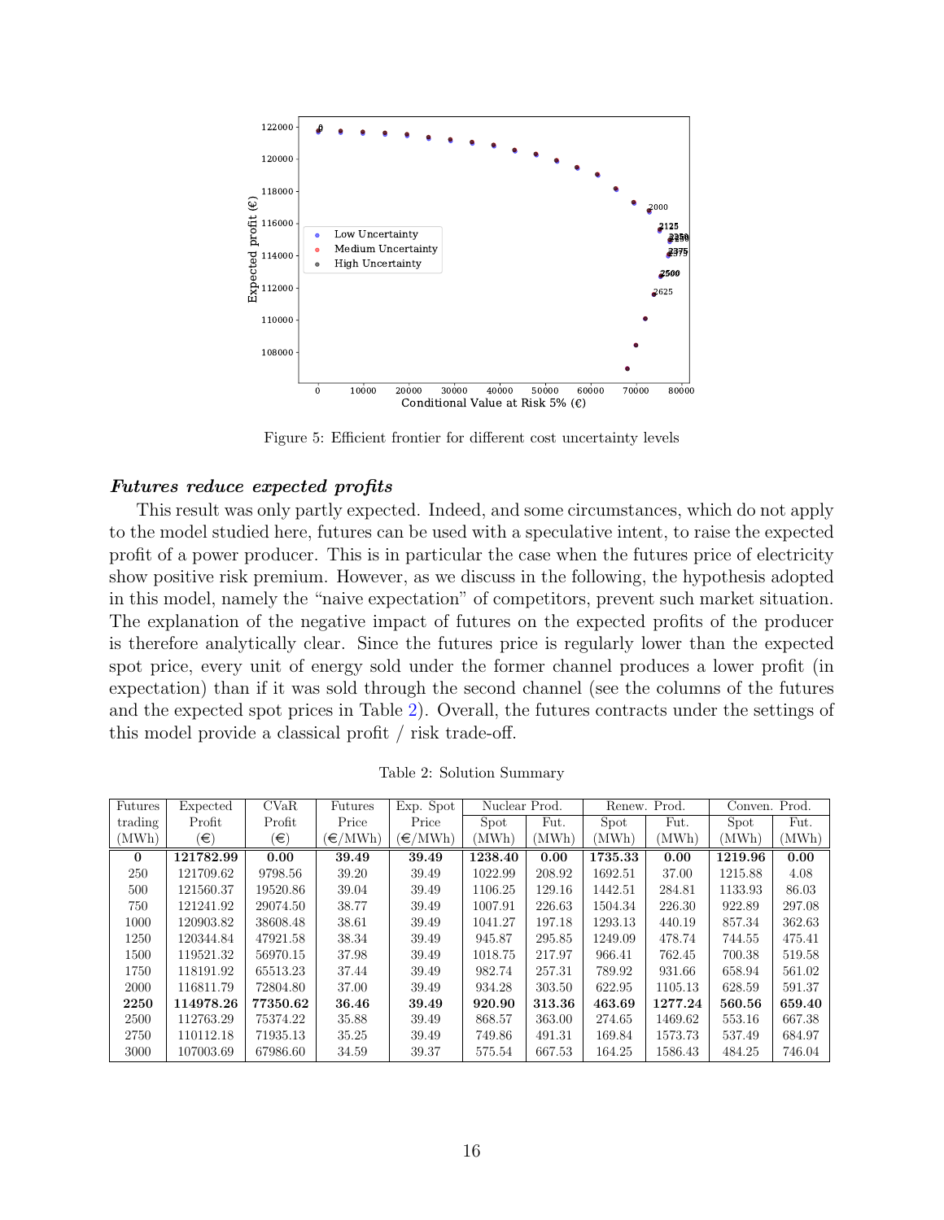Figure 5: Efficient frontier for different cost uncertainty levels

### *Futures reduce expected profits*

This result was only partly expected. Indeed, and some circumstances, which do not apply to the model studied here, futures can be used with a speculative intent, to raise the expected profit of a power producer. This is in particular the case when the futures price of electricity show positive risk premium. However, as we discuss in the following, the hypothesis adopted in this model, namely the "naive expectation" of competitors, prevent such market situation. The explanation of the negative impact of futures on the expected profits of the producer is therefore analytically clear. Since the futures price is regularly lower than the expected spot price, every unit of energy sold under the former channel produces a lower profit (in expectation) than if it was sold through the second channel (see the columns of the futures and the expected spot prices in Table 2). Overall, the futures contracts under the settings of this model provide a classical profit / risk trade-off.

Table 2: Solution Summary

| Futures trading (MWh) | Expected Profit (€) | CVaR Profit (€) | Futures Price (€/MWh) | Exp. Spot Price (€/MWh) | Nuclear Prod. Spot (MWh) | Nuclear Prod. Fut. (MWh) | Renew. Prod. Spot (MWh) | Renew. Prod. Fut. (MWh) | Conven. Prod. Spot (MWh) | Conven. Prod. Fut. (MWh) |
|---|---|---|---|---|---|---|---|---|---|---|
| **0** | **121782.99** | **0.00** | **39.49** | **39.49** | **1238.40** | **0.00** | **1735.33** | **0.00** | **1219.96** | **0.00** |
| 250 | 121709.62 | 9798.56 | 39.20 | 39.49 | 1022.99 | 208.92 | 1692.51 | 37.00 | 1215.88 | 4.08 |
| 500 | 121560.37 | 19520.86 | 39.04 | 39.49 | 1106.25 | 129.16 | 1442.51 | 284.81 | 1133.93 | 86.03 |
| 750 | 121241.92 | 29074.50 | 38.77 | 39.49 | 1007.91 | 226.63 | 1504.34 | 226.30 | 922.89 | 297.08 |
| 1000 | 120903.82 | 38608.48 | 38.61 | 39.49 | 1041.27 | 197.18 | 1293.13 | 440.19 | 857.34 | 362.63 |
| 1250 | 120344.84 | 47921.58 | 38.34 | 39.49 | 945.87 | 295.85 | 1249.09 | 478.74 | 744.55 | 475.41 |
| 1500 | 119521.32 | 56970.15 | 37.98 | 39.49 | 1018.75 | 217.97 | 966.41 | 762.45 | 700.38 | 519.58 |
| 1750 | 118191.92 | 65513.23 | 37.44 | 39.49 | 982.74 | 257.31 | 789.92 | 931.66 | 658.94 | 561.02 |
| 2000 | 116811.79 | 72804.80 | 37.00 | 39.49 | 934.28 | 303.50 | 622.95 | 1105.13 | 628.59 | 591.37 |
| **2250** | **114978.26** | **77350.62** | **36.46** | **39.49** | **920.90** | **313.36** | **463.69** | **1277.24** | **560.56** | **659.40** |
| 2500 | 112763.29 | 75374.22 | 35.88 | 39.49 | 868.57 | 363.00 | 274.65 | 1469.62 | 553.16 | 667.38 |
| 2750 | 110112.18 | 71935.13 | 35.25 | 39.49 | 749.86 | 491.31 | 169.84 | 1573.73 | 537.49 | 684.97 |
| 3000 | 107003.69 | 67986.60 | 34.59 | 39.37 | 575.54 | 667.53 | 164.25 | 1586.43 | 484.25 | 746.04 |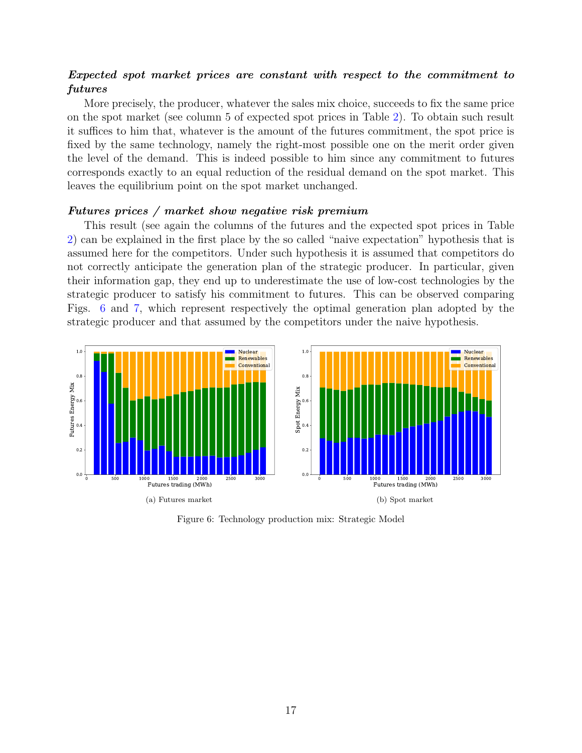***Expected spot market prices are constant with respect to the commitment to futures***

More precisely, the producer, whatever the sales mix choice, succeeds to fix the same price on the spot market (see column 5 of expected spot prices in Table 2). To obtain such result it suffices to him that, whatever is the amount of the futures commitment, the spot price is fixed by the same technology, namely the right-most possible one on the merit order given the level of the demand. This is indeed possible to him since any commitment to futures corresponds exactly to an equal reduction of the residual demand on the spot market. This leaves the equilibrium point on the spot market unchanged.

***Futures prices / market show negative risk premium***

This result (see again the columns of the futures and the expected spot prices in Table 2) can be explained in the first place by the so called "naive expectation" hypothesis that is assumed here for the competitors. Under such hypothesis it is assumed that competitors do not correctly anticipate the generation plan of the strategic producer. In particular, given their information gap, they end up to underestimate the use of low-cost technologies by the strategic producer to satisfy his commitment to futures. This can be observed comparing Figs. 6 and 7, which represent respectively the optimal generation plan adopted by the strategic producer and that assumed by the competitors under the naive hypothesis.

(a) Futures market

(b) Spot market

Figure 6: Technology production mix: Strategic Model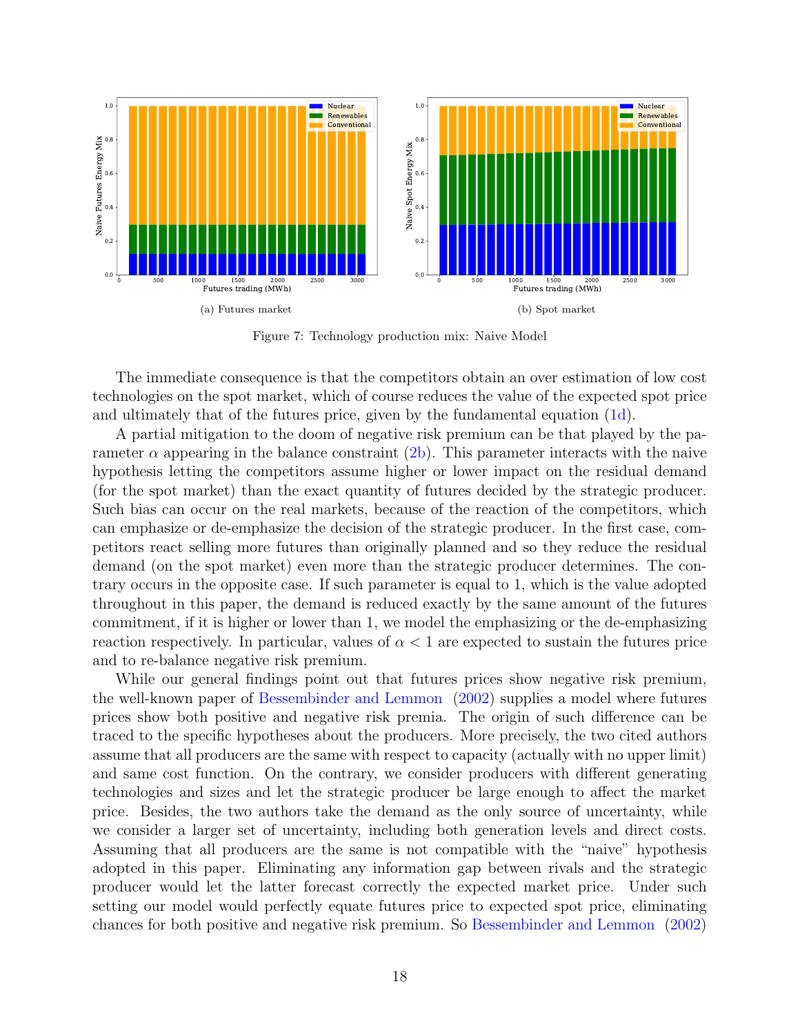(a) Futures market

(b) Spot market

Figure 7: Technology production mix: Naive Model

The immediate consequence is that the competitors obtain an over estimation of low cost technologies on the spot market, which of course reduces the value of the expected spot price and ultimately that of the futures price, given by the fundamental equation (1d).

A partial mitigation to the doom of negative risk premium can be that played by the parameter $\alpha$ appearing in the balance constraint (2b). This parameter interacts with the naive hypothesis letting the competitors assume higher or lower impact on the residual demand (for the spot market) than the exact quantity of futures decided by the strategic producer. Such bias can occur on the real markets, because of the reaction of the competitors, which can emphasize or de-emphasize the decision of the strategic producer. In the first case, competitors react selling more futures than originally planned and so they reduce the residual demand (on the spot market) even more than the strategic producer determines. The contrary occurs in the opposite case. If such parameter is equal to 1, which is the value adopted throughout in this paper, the demand is reduced exactly by the same amount of the futures commitment, if it is higher or lower than 1, we model the emphasizing or the de-emphasizing reaction respectively. In particular, values of $\alpha < 1$ are expected to sustain the futures price and to re-balance negative risk premium.

While our general findings point out that futures prices show negative risk premium, the well-known paper of Bessembinder and Lemmon (2002) supplies a model where futures prices show both positive and negative risk premia. The origin of such difference can be traced to the specific hypotheses about the producers. More precisely, the two cited authors assume that all producers are the same with respect to capacity (actually with no upper limit) and same cost function. On the contrary, we consider producers with different generating technologies and sizes and let the strategic producer be large enough to affect the market price. Besides, the two authors take the demand as the only source of uncertainty, while we consider a larger set of uncertainty, including both generation levels and direct costs. Assuming that all producers are the same is not compatible with the "naive" hypothesis adopted in this paper. Eliminating any information gap between rivals and the strategic producer would let the latter forecast correctly the expected market price. Under such setting our model would perfectly equate futures price to expected spot price, eliminating chances for both positive and negative risk premium. So Bessembinder and Lemmon (2002)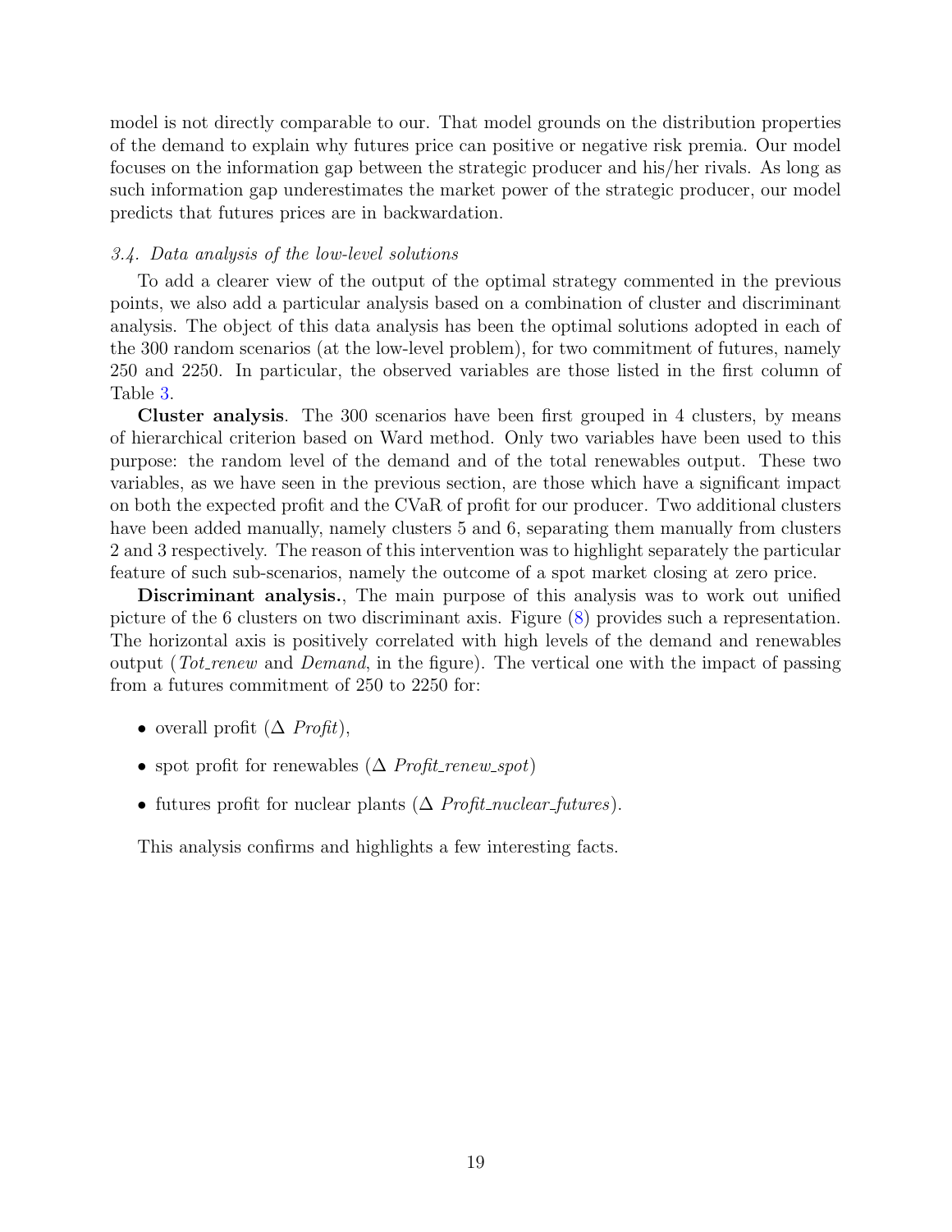model is not directly comparable to our. That model grounds on the distribution properties of the demand to explain why futures price can positive or negative risk premia. Our model focuses on the information gap between the strategic producer and his/her rivals. As long as such information gap underestimates the market power of the strategic producer, our model predicts that futures prices are in backwardation.

### *3.4. Data analysis of the low-level solutions*

To add a clearer view of the output of the optimal strategy commented in the previous points, we also add a particular analysis based on a combination of cluster and discriminant analysis. The object of this data analysis has been the optimal solutions adopted in each of the 300 random scenarios (at the low-level problem), for two commitment of futures, namely 250 and 2250. In particular, the observed variables are those listed in the first column of Table 3.

**Cluster analysis**. The 300 scenarios have been first grouped in 4 clusters, by means of hierarchical criterion based on Ward method. Only two variables have been used to this purpose: the random level of the demand and of the total renewables output. These two variables, as we have seen in the previous section, are those which have a significant impact on both the expected profit and the CVaR of profit for our producer. Two additional clusters have been added manually, namely clusters 5 and 6, separating them manually from clusters 2 and 3 respectively. The reason of this intervention was to highlight separately the particular feature of such sub-scenarios, namely the outcome of a spot market closing at zero price.

**Discriminant analysis.**, The main purpose of this analysis was to work out unified picture of the 6 clusters on two discriminant axis. Figure (8) provides such a representation. The horizontal axis is positively correlated with high levels of the demand and renewables output (*Tot_renew* and *Demand*, in the figure). The vertical one with the impact of passing from a futures commitment of 250 to 2250 for:

- overall profit ($\Delta$ *Profit*),
- spot profit for renewables ($\Delta$ *Profit_renew_spot*)
- futures profit for nuclear plants ($\Delta$ *Profit_nuclear_futures*).

This analysis confirms and highlights a few interesting facts.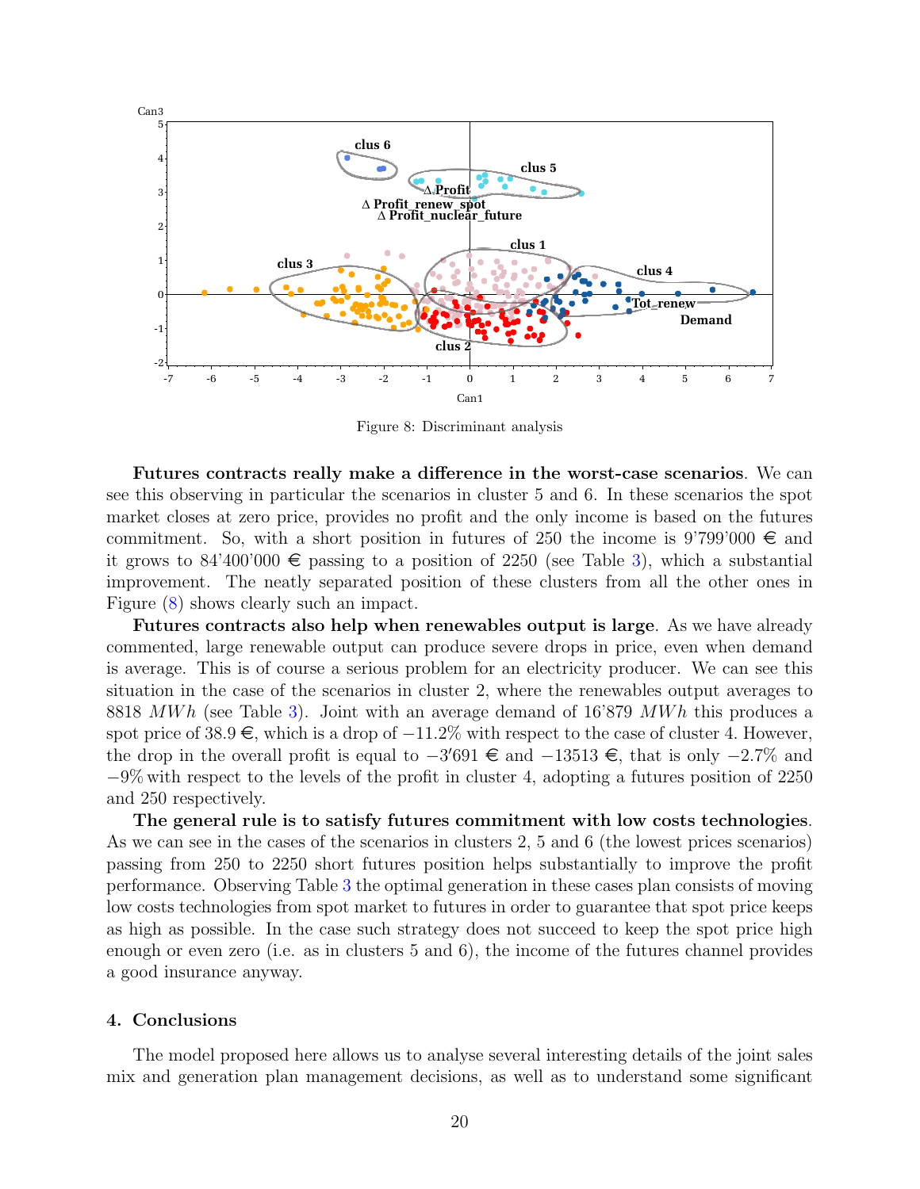Figure 8: Discriminant analysis

**Futures contracts really make a difference in the worst-case scenarios**. We can see this observing in particular the scenarios in cluster 5 and 6. In these scenarios the spot market closes at zero price, provides no profit and the only income is based on the futures commitment. So, with a short position in futures of 250 the income is 9'799'000 € and it grows to 84'400'000 € passing to a position of 2250 (see Table 3), which a substantial improvement. The neatly separated position of these clusters from all the other ones in Figure (8) shows clearly such an impact.

**Futures contracts also help when renewables output is large**. As we have already commented, large renewable output can produce severe drops in price, even when demand is average. This is of course a serious problem for an electricity producer. We can see this situation in the case of the scenarios in cluster 2, where the renewables output averages to 8818 $MWh$ (see Table 3). Joint with an average demand of 16'879 $MWh$ this produces a spot price of 38.9 €, which is a drop of $-11.2\%$ with respect to the case of cluster 4. However, the drop in the overall profit is equal to $-3'691$ € and $-13513$ €, that is only $-2.7\%$ and $-9\%$ with respect to the levels of the profit in cluster 4, adopting a futures position of 2250 and 250 respectively.

**The general rule is to satisfy futures commitment with low costs technologies**. As we can see in the cases of the scenarios in clusters 2, 5 and 6 (the lowest prices scenarios) passing from 250 to 2250 short futures position helps substantially to improve the profit performance. Observing Table 3 the optimal generation in these cases plan consists of moving low costs technologies from spot market to futures in order to guarantee that spot price keeps as high as possible. In the case such strategy does not succeed to keep the spot price high enough or even zero (i.e. as in clusters 5 and 6), the income of the futures channel provides a good insurance anyway.

## 4. Conclusions

The model proposed here allows us to analyse several interesting details of the joint sales mix and generation plan management decisions, as well as to understand some significant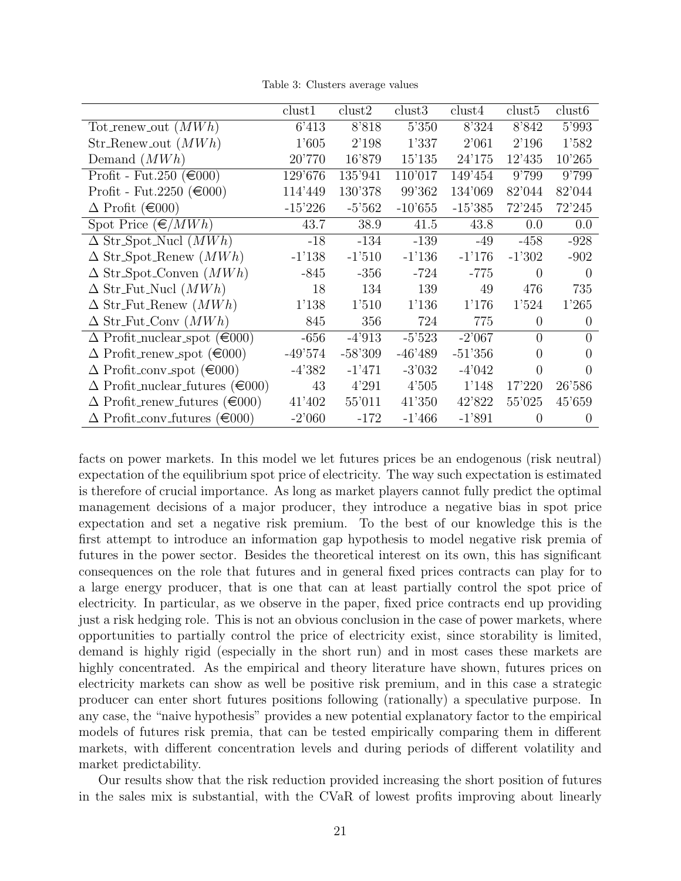Table 3: Clusters average values

| | clust1 | clust2 | clust3 | clust4 | clust5 | clust6 |
|---|---|---|---|---|---|---|
| Tot_renew_out ($MWh$) | 6'413 | 8'818 | 5'350 | 8'324 | 8'842 | 5'993 |
| Str_Renew_out ($MWh$) | 1'605 | 2'198 | 1'337 | 2'061 | 2'196 | 1'582 |
| Demand ($MWh$) | 20'770 | 16'879 | 15'135 | 24'175 | 12'435 | 10'265 |
| Profit - Fut.250 (€000) | 129'676 | 135'941 | 110'017 | 149'454 | 9'799 | 9'799 |
| Profit - Fut.2250 (€000) | 114'449 | 130'378 | 99'362 | 134'069 | 82'044 | 82'044 |
| Δ Profit (€000) | -15'226 | -5'562 | -10'655 | -15'385 | 72'245 | 72'245 |
| Spot Price (€/$MWh$) | 43.7 | 38.9 | 41.5 | 43.8 | 0.0 | 0.0 |
| Δ Str_Spot_Nucl ($MWh$) | -18 | -134 | -139 | -49 | -458 | -928 |
| Δ Str_Spot_Renew ($MWh$) | -1'138 | -1'510 | -1'136 | -1'176 | -1'302 | -902 |
| Δ Str_Spot_Conven ($MWh$) | -845 | -356 | -724 | -775 | 0 | 0 |
| Δ Str_Fut_Nucl ($MWh$) | 18 | 134 | 139 | 49 | 476 | 735 |
| Δ Str_Fut_Renew ($MWh$) | 1'138 | 1'510 | 1'136 | 1'176 | 1'524 | 1'265 |
| Δ Str_Fut_Conv ($MWh$) | 845 | 356 | 724 | 775 | 0 | 0 |
| Δ Profit_nuclear_spot (€000) | -656 | -4'913 | -5'523 | -2'067 | 0 | 0 |
| Δ Profit_renew_spot (€000) | -49'574 | -58'309 | -46'489 | -51'356 | 0 | 0 |
| Δ Profit_conv_spot (€000) | -4'382 | -1'471 | -3'032 | -4'042 | 0 | 0 |
| Δ Profit_nuclear_futures (€000) | 43 | 4'291 | 4'505 | 1'148 | 17'220 | 26'586 |
| Δ Profit_renew_futures (€000) | 41'402 | 55'011 | 41'350 | 42'822 | 55'025 | 45'659 |
| Δ Profit_conv_futures (€000) | -2'060 | -172 | -1'466 | -1'891 | 0 | 0 |

facts on power markets. In this model we let futures prices be an endogenous (risk neutral) expectation of the equilibrium spot price of electricity. The way such expectation is estimated is therefore of crucial importance. As long as market players cannot fully predict the optimal management decisions of a major producer, they introduce a negative bias in spot price expectation and set a negative risk premium. To the best of our knowledge this is the first attempt to introduce an information gap hypothesis to model negative risk premia of futures in the power sector. Besides the theoretical interest on its own, this has significant consequences on the role that futures and in general fixed prices contracts can play for to a large energy producer, that is one that can at least partially control the spot price of electricity. In particular, as we observe in the paper, fixed price contracts end up providing just a risk hedging role. This is not an obvious conclusion in the case of power markets, where opportunities to partially control the price of electricity exist, since storability is limited, demand is highly rigid (especially in the short run) and in most cases these markets are highly concentrated. As the empirical and theory literature have shown, futures prices on electricity markets can show as well be positive risk premium, and in this case a strategic producer can enter short futures positions following (rationally) a speculative purpose. In any case, the "naive hypothesis" provides a new potential explanatory factor to the empirical models of futures risk premia, that can be tested empirically comparing them in different markets, with different concentration levels and during periods of different volatility and market predictability.

Our results show that the risk reduction provided increasing the short position of futures in the sales mix is substantial, with the CVaR of lowest profits improving about linearly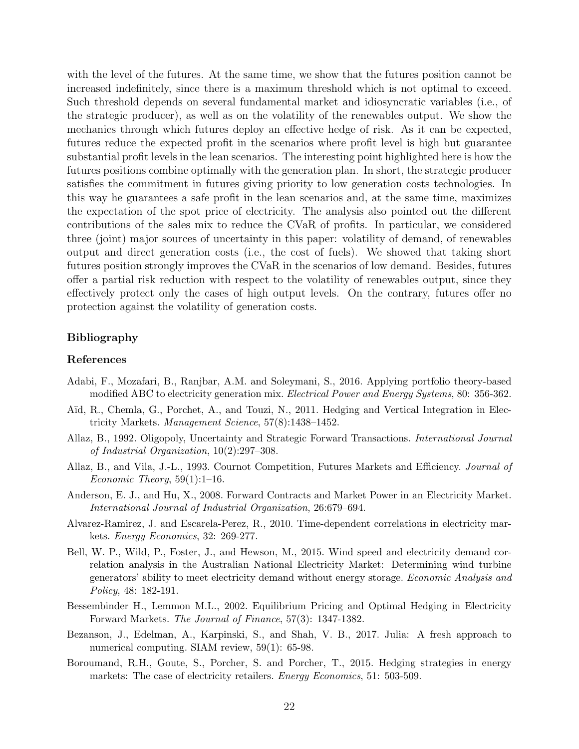with the level of the futures. At the same time, we show that the futures position cannot be increased indefinitely, since there is a maximum threshold which is not optimal to exceed. Such threshold depends on several fundamental market and idiosyncratic variables (i.e., of the strategic producer), as well as on the volatility of the renewables output. We show the mechanics through which futures deploy an effective hedge of risk. As it can be expected, futures reduce the expected profit in the scenarios where profit level is high but guarantee substantial profit levels in the lean scenarios. The interesting point highlighted here is how the futures positions combine optimally with the generation plan. In short, the strategic producer satisfies the commitment in futures giving priority to low generation costs technologies. In this way he guarantees a safe profit in the lean scenarios and, at the same time, maximizes the expectation of the spot price of electricity. The analysis also pointed out the different contributions of the sales mix to reduce the CVaR of profits. In particular, we considered three (joint) major sources of uncertainty in this paper: volatility of demand, of renewables output and direct generation costs (i.e., the cost of fuels). We showed that taking short futures position strongly improves the CVaR in the scenarios of low demand. Besides, futures offer a partial risk reduction with respect to the volatility of renewables output, since they effectively protect only the cases of high output levels. On the contrary, futures offer no protection against the volatility of generation costs.

## Bibliography

### References

Adabi, F., Mozafari, B., Ranjbar, A.M. and Soleymani, S., 2016. Applying portfolio theory-based modified ABC to electricity generation mix. *Electrical Power and Energy Systems*, 80: 356-362.

Aïd, R., Chemla, G., Porchet, A., and Touzi, N., 2011. Hedging and Vertical Integration in Electricity Markets. *Management Science*, 57(8):1438–1452.

Allaz, B., 1992. Oligopoly, Uncertainty and Strategic Forward Transactions. *International Journal of Industrial Organization*, 10(2):297–308.

Allaz, B., and Vila, J.-L., 1993. Cournot Competition, Futures Markets and Efficiency. *Journal of Economic Theory*, 59(1):1–16.

Anderson, E. J., and Hu, X., 2008. Forward Contracts and Market Power in an Electricity Market. *International Journal of Industrial Organization*, 26:679–694.

Alvarez-Ramirez, J. and Escarela-Perez, R., 2010. Time-dependent correlations in electricity markets. *Energy Economics*, 32: 269-277.

Bell, W. P., Wild, P., Foster, J., and Hewson, M., 2015. Wind speed and electricity demand correlation analysis in the Australian National Electricity Market: Determining wind turbine generators' ability to meet electricity demand without energy storage. *Economic Analysis and Policy*, 48: 182-191.

Bessembinder H., Lemmon M.L., 2002. Equilibrium Pricing and Optimal Hedging in Electricity Forward Markets. *The Journal of Finance*, 57(3): 1347-1382.

Bezanson, J., Edelman, A., Karpinski, S., and Shah, V. B., 2017. Julia: A fresh approach to numerical computing. SIAM review, 59(1): 65-98.

Boroumand, R.H., Goute, S., Porcher, S. and Porcher, T., 2015. Hedging strategies in energy markets: The case of electricity retailers. *Energy Economics*, 51: 503-509.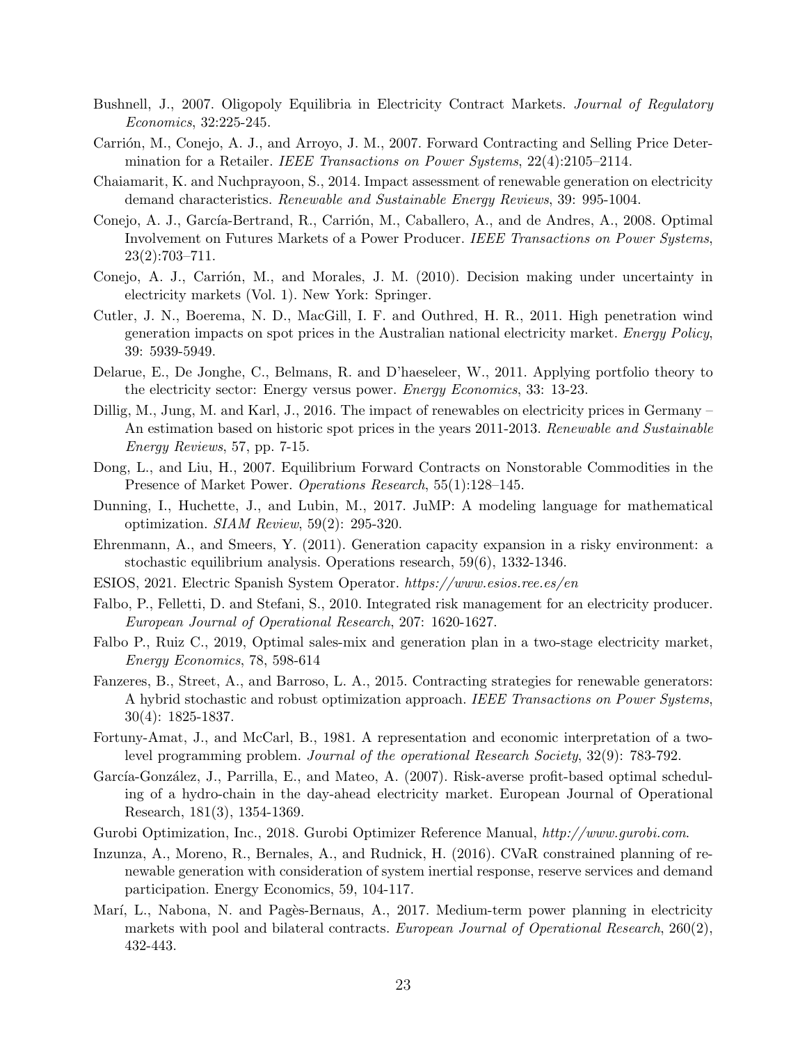Bushnell, J., 2007. Oligopoly Equilibria in Electricity Contract Markets. *Journal of Regulatory Economics*, 32:225-245.

Carrión, M., Conejo, A. J., and Arroyo, J. M., 2007. Forward Contracting and Selling Price Determination for a Retailer. *IEEE Transactions on Power Systems*, 22(4):2105–2114.

Chaiamarit, K. and Nuchprayoon, S., 2014. Impact assessment of renewable generation on electricity demand characteristics. *Renewable and Sustainable Energy Reviews*, 39: 995-1004.

Conejo, A. J., García-Bertrand, R., Carrión, M., Caballero, A., and de Andres, A., 2008. Optimal Involvement on Futures Markets of a Power Producer. *IEEE Transactions on Power Systems*, 23(2):703–711.

Conejo, A. J., Carrión, M., and Morales, J. M. (2010). Decision making under uncertainty in electricity markets (Vol. 1). New York: Springer.

Cutler, J. N., Boerema, N. D., MacGill, I. F. and Outhred, H. R., 2011. High penetration wind generation impacts on spot prices in the Australian national electricity market. *Energy Policy*, 39: 5939-5949.

Delarue, E., De Jonghe, C., Belmans, R. and D'haeseleer, W., 2011. Applying portfolio theory to the electricity sector: Energy versus power. *Energy Economics*, 33: 13-23.

Dillig, M., Jung, M. and Karl, J., 2016. The impact of renewables on electricity prices in Germany – An estimation based on historic spot prices in the years 2011-2013. *Renewable and Sustainable Energy Reviews*, 57, pp. 7-15.

Dong, L., and Liu, H., 2007. Equilibrium Forward Contracts on Nonstorable Commodities in the Presence of Market Power. *Operations Research*, 55(1):128–145.

Dunning, I., Huchette, J., and Lubin, M., 2017. JuMP: A modeling language for mathematical optimization. *SIAM Review*, 59(2): 295-320.

Ehrenmann, A., and Smeers, Y. (2011). Generation capacity expansion in a risky environment: a stochastic equilibrium analysis. Operations research, 59(6), 1332-1346.

ESIOS, 2021. Electric Spanish System Operator. *https://www.esios.ree.es/en*

Falbo, P., Felletti, D. and Stefani, S., 2010. Integrated risk management for an electricity producer. *European Journal of Operational Research*, 207: 1620-1627.

Falbo P., Ruiz C., 2019, Optimal sales-mix and generation plan in a two-stage electricity market, *Energy Economics*, 78, 598-614

Fanzeres, B., Street, A., and Barroso, L. A., 2015. Contracting strategies for renewable generators: A hybrid stochastic and robust optimization approach. *IEEE Transactions on Power Systems*, 30(4): 1825-1837.

Fortuny-Amat, J., and McCarl, B., 1981. A representation and economic interpretation of a two-level programming problem. *Journal of the operational Research Society*, 32(9): 783-792.

García-González, J., Parrilla, E., and Mateo, A. (2007). Risk-averse profit-based optimal scheduling of a hydro-chain in the day-ahead electricity market. European Journal of Operational Research, 181(3), 1354-1369.

Gurobi Optimization, Inc., 2018. Gurobi Optimizer Reference Manual, *http://www.gurobi.com*.

Inzunza, A., Moreno, R., Bernales, A., and Rudnick, H. (2016). CVaR constrained planning of renewable generation with consideration of system inertial response, reserve services and demand participation. Energy Economics, 59, 104-117.

Marí, L., Nabona, N. and Pagès-Bernaus, A., 2017. Medium-term power planning in electricity markets with pool and bilateral contracts. *European Journal of Operational Research*, 260(2), 432-443.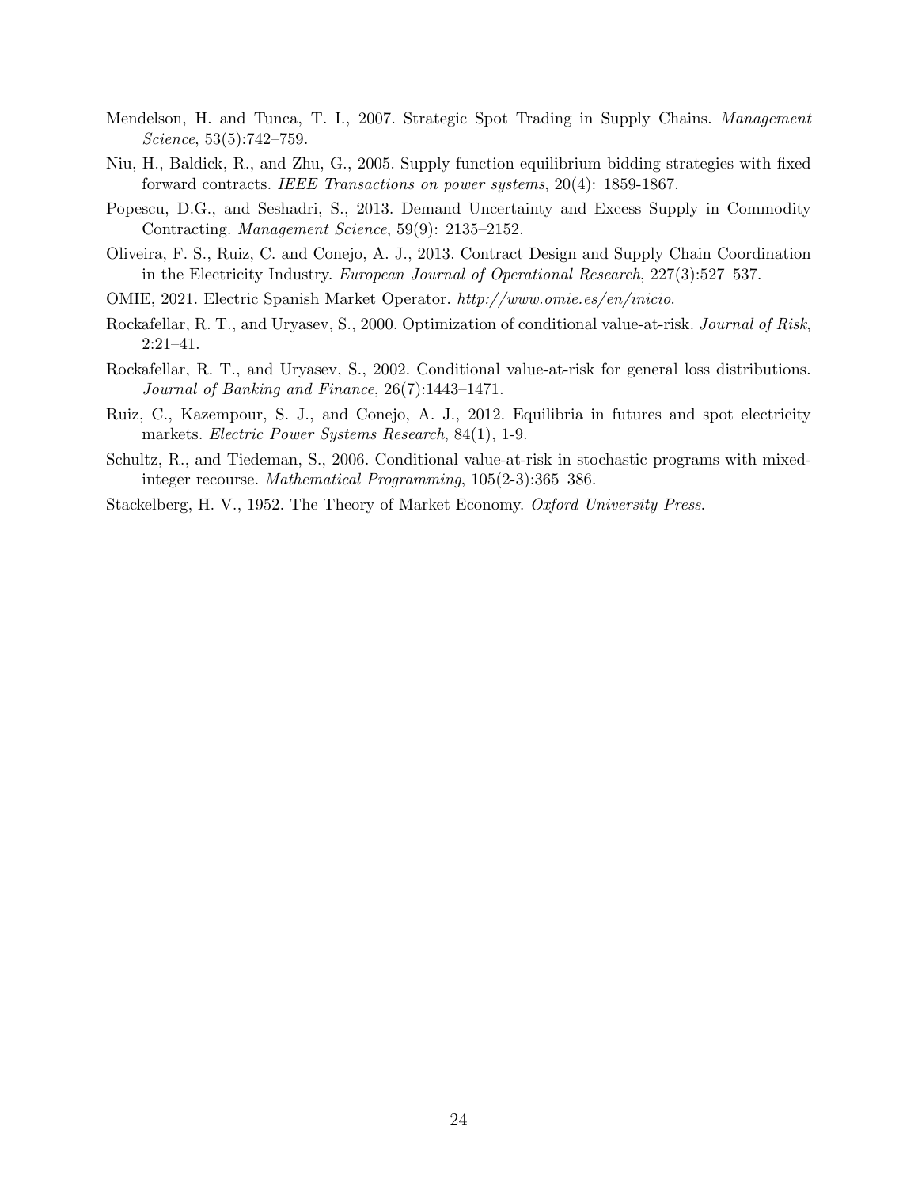Mendelson, H. and Tunca, T. I., 2007. Strategic Spot Trading in Supply Chains. *Management Science*, 53(5):742–759.

Niu, H., Baldick, R., and Zhu, G., 2005. Supply function equilibrium bidding strategies with fixed forward contracts. *IEEE Transactions on power systems*, 20(4): 1859-1867.

Popescu, D.G., and Seshadri, S., 2013. Demand Uncertainty and Excess Supply in Commodity Contracting. *Management Science*, 59(9): 2135–2152.

Oliveira, F. S., Ruiz, C. and Conejo, A. J., 2013. Contract Design and Supply Chain Coordination in the Electricity Industry. *European Journal of Operational Research*, 227(3):527–537.

OMIE, 2021. Electric Spanish Market Operator. *http://www.omie.es/en/inicio*.

Rockafellar, R. T., and Uryasev, S., 2000. Optimization of conditional value-at-risk. *Journal of Risk*, 2:21–41.

Rockafellar, R. T., and Uryasev, S., 2002. Conditional value-at-risk for general loss distributions. *Journal of Banking and Finance*, 26(7):1443–1471.

Ruiz, C., Kazempour, S. J., and Conejo, A. J., 2012. Equilibria in futures and spot electricity markets. *Electric Power Systems Research*, 84(1), 1-9.

Schultz, R., and Tiedeman, S., 2006. Conditional value-at-risk in stochastic programs with mixed-integer recourse. *Mathematical Programming*, 105(2-3):365–386.

Stackelberg, H. V., 1952. The Theory of Market Economy. *Oxford University Press*.